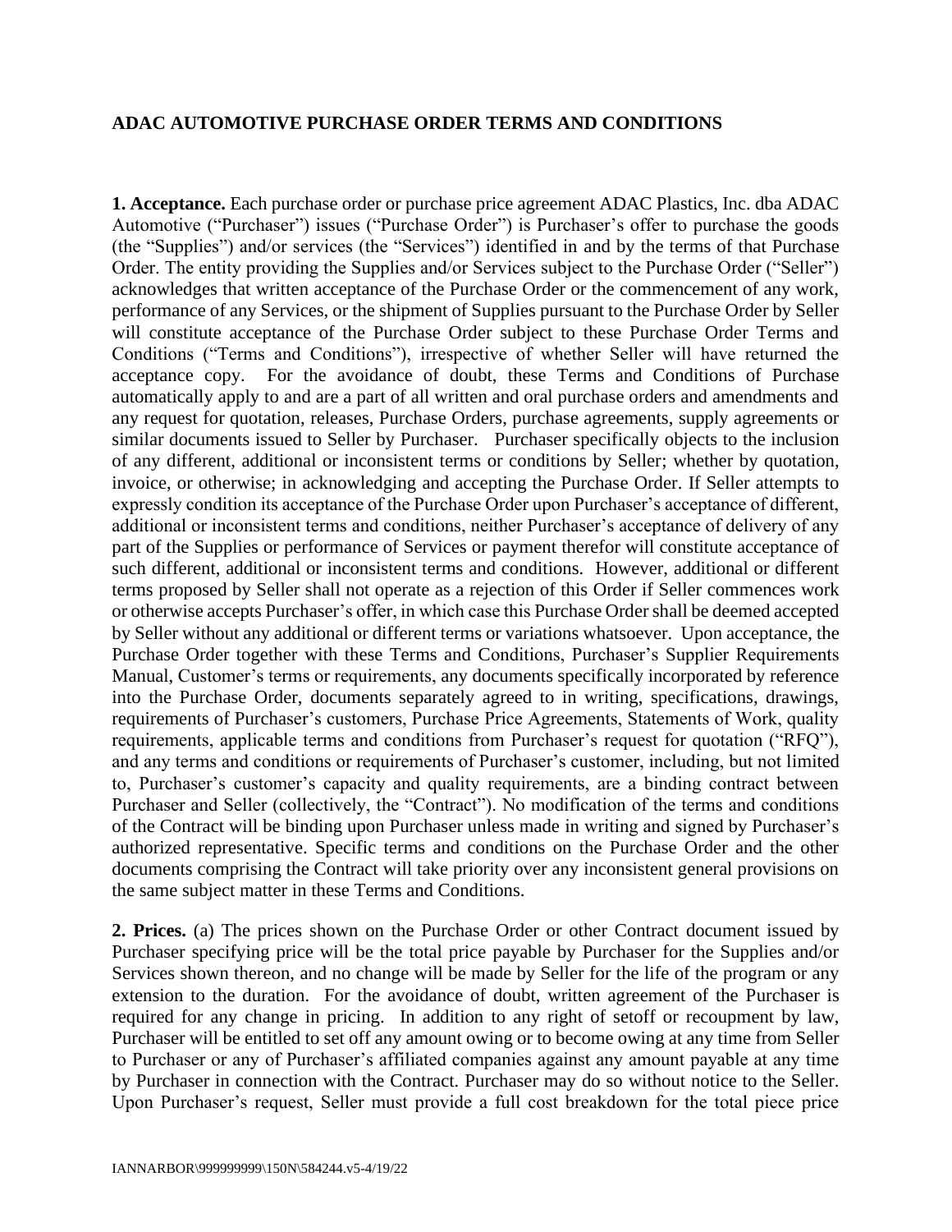# ADAC AUTOMOTIVE PURCHASE ORDER TERMS AND CONDITIONS

**1. Acceptance.** Each purchase order or purchase price agreement ADAC Plastics, Inc. dba ADAC Automotive ("Purchaser") issues ("Purchase Order") is Purchaser's offer to purchase the goods (the "Supplies") and/or services (the "Services") identified in and by the terms of that Purchase Order. The entity providing the Supplies and/or Services subject to the Purchase Order ("Seller") acknowledges that written acceptance of the Purchase Order or the commencement of any work, performance of any Services, or the shipment of Supplies pursuant to the Purchase Order by Seller will constitute acceptance of the Purchase Order subject to these Purchase Order Terms and Conditions ("Terms and Conditions"), irrespective of whether Seller will have returned the acceptance copy. For the avoidance of doubt, these Terms and Conditions of Purchase automatically apply to and are a part of all written and oral purchase orders and amendments and any request for quotation, releases, Purchase Orders, purchase agreements, supply agreements or similar documents issued to Seller by Purchaser. Purchaser specifically objects to the inclusion of any different, additional or inconsistent terms or conditions by Seller; whether by quotation, invoice, or otherwise; in acknowledging and accepting the Purchase Order. If Seller attempts to expressly condition its acceptance of the Purchase Order upon Purchaser's acceptance of different, additional or inconsistent terms and conditions, neither Purchaser's acceptance of delivery of any part of the Supplies or performance of Services or payment therefor will constitute acceptance of such different, additional or inconsistent terms and conditions. However, additional or different terms proposed by Seller shall not operate as a rejection of this Order if Seller commences work or otherwise accepts Purchaser's offer, in which case this Purchase Order shall be deemed accepted by Seller without any additional or different terms or variations whatsoever. Upon acceptance, the Purchase Order together with these Terms and Conditions, Purchaser's Supplier Requirements Manual, Customer's terms or requirements, any documents specifically incorporated by reference into the Purchase Order, documents separately agreed to in writing, specifications, drawings, requirements of Purchaser's customers, Purchase Price Agreements, Statements of Work, quality requirements, applicable terms and conditions from Purchaser's request for quotation ("RFQ"), and any terms and conditions or requirements of Purchaser's customer, including, but not limited to, Purchaser's customer's capacity and quality requirements, are a binding contract between Purchaser and Seller (collectively, the "Contract"). No modification of the terms and conditions of the Contract will be binding upon Purchaser unless made in writing and signed by Purchaser's authorized representative. Specific terms and conditions on the Purchase Order and the other documents comprising the Contract will take priority over any inconsistent general provisions on the same subject matter in these Terms and Conditions.

**2. Prices.** (a) The prices shown on the Purchase Order or other Contract document issued by Purchaser specifying price will be the total price payable by Purchaser for the Supplies and/or Services shown thereon, and no change will be made by Seller for the life of the program or any extension to the duration. For the avoidance of doubt, written agreement of the Purchaser is required for any change in pricing. In addition to any right of setoff or recoupment by law, Purchaser will be entitled to set off any amount owing or to become owing at any time from Seller to Purchaser or any of Purchaser's affiliated companies against any amount payable at any time by Purchaser in connection with the Contract. Purchaser may do so without notice to the Seller. Upon Purchaser's request, Seller must provide a full cost breakdown for the total piece price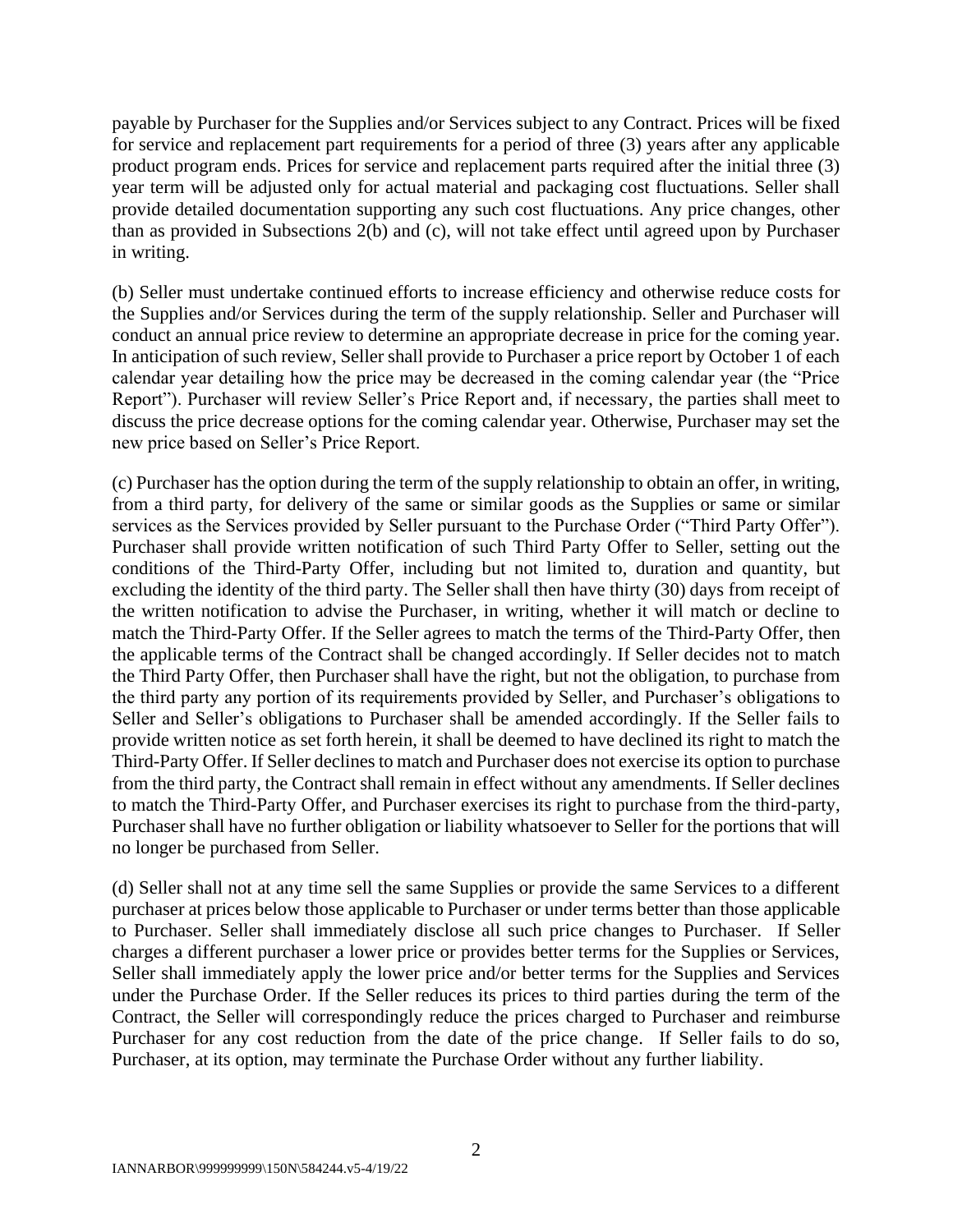payable by Purchaser for the Supplies and/or Services subject to any Contract. Prices will be fixed for service and replacement part requirements for a period of three (3) years after any applicable product program ends. Prices for service and replacement parts required after the initial three (3) year term will be adjusted only for actual material and packaging cost fluctuations. Seller shall provide detailed documentation supporting any such cost fluctuations. Any price changes, other than as provided in Subsections 2(b) and (c), will not take effect until agreed upon by Purchaser in writing.

(b) Seller must undertake continued efforts to increase efficiency and otherwise reduce costs for the Supplies and/or Services during the term of the supply relationship. Seller and Purchaser will conduct an annual price review to determine an appropriate decrease in price for the coming year. In anticipation of such review, Seller shall provide to Purchaser a price report by October 1 of each calendar year detailing how the price may be decreased in the coming calendar year (the "Price Report"). Purchaser will review Seller's Price Report and, if necessary, the parties shall meet to discuss the price decrease options for the coming calendar year. Otherwise, Purchaser may set the new price based on Seller's Price Report.

(c) Purchaser has the option during the term of the supply relationship to obtain an offer, in writing, from a third party, for delivery of the same or similar goods as the Supplies or same or similar services as the Services provided by Seller pursuant to the Purchase Order ("Third Party Offer"). Purchaser shall provide written notification of such Third Party Offer to Seller, setting out the conditions of the Third-Party Offer, including but not limited to, duration and quantity, but excluding the identity of the third party. The Seller shall then have thirty (30) days from receipt of the written notification to advise the Purchaser, in writing, whether it will match or decline to match the Third-Party Offer. If the Seller agrees to match the terms of the Third-Party Offer, then the applicable terms of the Contract shall be changed accordingly. If Seller decides not to match the Third Party Offer, then Purchaser shall have the right, but not the obligation, to purchase from the third party any portion of its requirements provided by Seller, and Purchaser's obligations to Seller and Seller's obligations to Purchaser shall be amended accordingly. If the Seller fails to provide written notice as set forth herein, it shall be deemed to have declined its right to match the Third-Party Offer. If Seller declines to match and Purchaser does not exercise its option to purchase from the third party, the Contract shall remain in effect without any amendments. If Seller declines to match the Third-Party Offer, and Purchaser exercises its right to purchase from the third-party, Purchaser shall have no further obligation or liability whatsoever to Seller for the portions that will no longer be purchased from Seller.

(d) Seller shall not at any time sell the same Supplies or provide the same Services to a different purchaser at prices below those applicable to Purchaser or under terms better than those applicable to Purchaser. Seller shall immediately disclose all such price changes to Purchaser. If Seller charges a different purchaser a lower price or provides better terms for the Supplies or Services, Seller shall immediately apply the lower price and/or better terms for the Supplies and Services under the Purchase Order. If the Seller reduces its prices to third parties during the term of the Contract, the Seller will correspondingly reduce the prices charged to Purchaser and reimburse Purchaser for any cost reduction from the date of the price change. If Seller fails to do so, Purchaser, at its option, may terminate the Purchase Order without any further liability.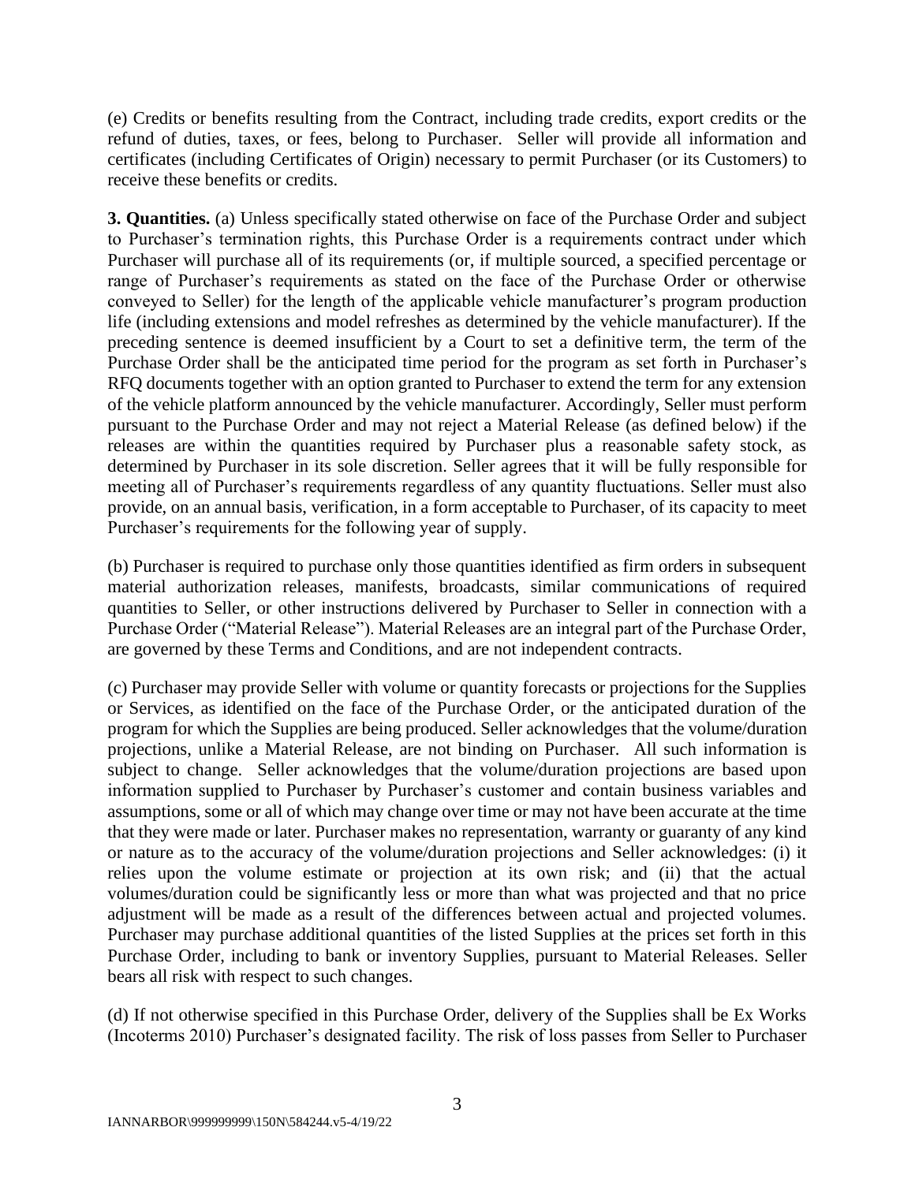(e) Credits or benefits resulting from the Contract, including trade credits, export credits or the refund of duties, taxes, or fees, belong to Purchaser. Seller will provide all information and certificates (including Certificates of Origin) necessary to permit Purchaser (or its Customers) to receive these benefits or credits.

**3. Quantities.** (a) Unless specifically stated otherwise on face of the Purchase Order and subject to Purchaser's termination rights, this Purchase Order is a requirements contract under which Purchaser will purchase all of its requirements (or, if multiple sourced, a specified percentage or range of Purchaser's requirements as stated on the face of the Purchase Order or otherwise conveyed to Seller) for the length of the applicable vehicle manufacturer's program production life (including extensions and model refreshes as determined by the vehicle manufacturer). If the preceding sentence is deemed insufficient by a Court to set a definitive term, the term of the Purchase Order shall be the anticipated time period for the program as set forth in Purchaser's RFQ documents together with an option granted to Purchaser to extend the term for any extension of the vehicle platform announced by the vehicle manufacturer. Accordingly, Seller must perform pursuant to the Purchase Order and may not reject a Material Release (as defined below) if the releases are within the quantities required by Purchaser plus a reasonable safety stock, as determined by Purchaser in its sole discretion. Seller agrees that it will be fully responsible for meeting all of Purchaser's requirements regardless of any quantity fluctuations. Seller must also provide, on an annual basis, verification, in a form acceptable to Purchaser, of its capacity to meet Purchaser's requirements for the following year of supply.

(b) Purchaser is required to purchase only those quantities identified as firm orders in subsequent material authorization releases, manifests, broadcasts, similar communications of required quantities to Seller, or other instructions delivered by Purchaser to Seller in connection with a Purchase Order ("Material Release"). Material Releases are an integral part of the Purchase Order, are governed by these Terms and Conditions, and are not independent contracts.

(c) Purchaser may provide Seller with volume or quantity forecasts or projections for the Supplies or Services, as identified on the face of the Purchase Order, or the anticipated duration of the program for which the Supplies are being produced. Seller acknowledges that the volume/duration projections, unlike a Material Release, are not binding on Purchaser. All such information is subject to change. Seller acknowledges that the volume/duration projections are based upon information supplied to Purchaser by Purchaser's customer and contain business variables and assumptions, some or all of which may change over time or may not have been accurate at the time that they were made or later. Purchaser makes no representation, warranty or guaranty of any kind or nature as to the accuracy of the volume/duration projections and Seller acknowledges: (i) it relies upon the volume estimate or projection at its own risk; and (ii) that the actual volumes/duration could be significantly less or more than what was projected and that no price adjustment will be made as a result of the differences between actual and projected volumes. Purchaser may purchase additional quantities of the listed Supplies at the prices set forth in this Purchase Order, including to bank or inventory Supplies, pursuant to Material Releases. Seller bears all risk with respect to such changes.

(d) If not otherwise specified in this Purchase Order, delivery of the Supplies shall be Ex Works (Incoterms 2010) Purchaser's designated facility. The risk of loss passes from Seller to Purchaser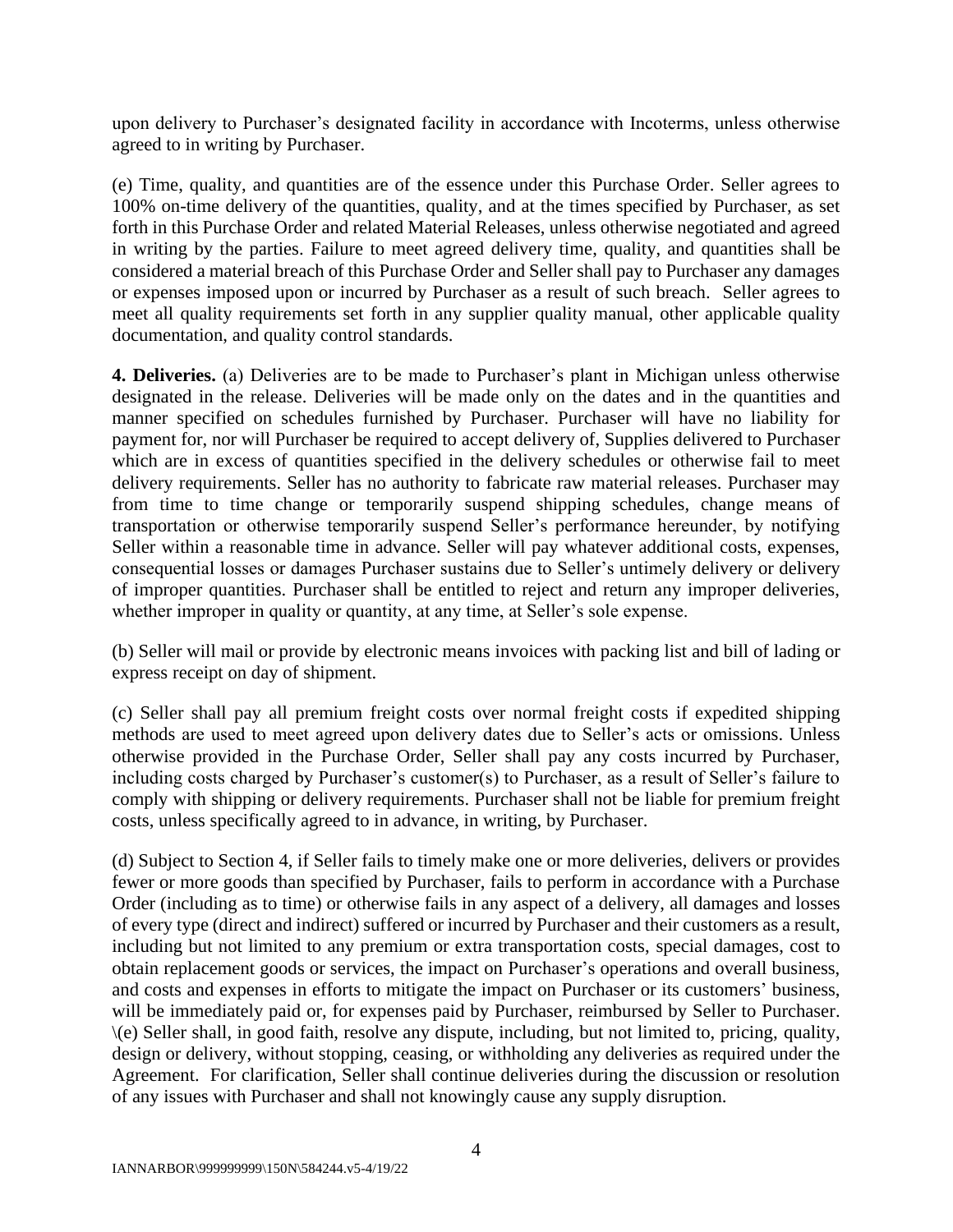upon delivery to Purchaser's designated facility in accordance with Incoterms, unless otherwise agreed to in writing by Purchaser.

(e) Time, quality, and quantities are of the essence under this Purchase Order. Seller agrees to 100% on-time delivery of the quantities, quality, and at the times specified by Purchaser, as set forth in this Purchase Order and related Material Releases, unless otherwise negotiated and agreed in writing by the parties. Failure to meet agreed delivery time, quality, and quantities shall be considered a material breach of this Purchase Order and Seller shall pay to Purchaser any damages or expenses imposed upon or incurred by Purchaser as a result of such breach. Seller agrees to meet all quality requirements set forth in any supplier quality manual, other applicable quality documentation, and quality control standards.

**4. Deliveries.** (a) Deliveries are to be made to Purchaser's plant in Michigan unless otherwise designated in the release. Deliveries will be made only on the dates and in the quantities and manner specified on schedules furnished by Purchaser. Purchaser will have no liability for payment for, nor will Purchaser be required to accept delivery of, Supplies delivered to Purchaser which are in excess of quantities specified in the delivery schedules or otherwise fail to meet delivery requirements. Seller has no authority to fabricate raw material releases. Purchaser may from time to time change or temporarily suspend shipping schedules, change means of transportation or otherwise temporarily suspend Seller's performance hereunder, by notifying Seller within a reasonable time in advance. Seller will pay whatever additional costs, expenses, consequential losses or damages Purchaser sustains due to Seller's untimely delivery or delivery of improper quantities. Purchaser shall be entitled to reject and return any improper deliveries, whether improper in quality or quantity, at any time, at Seller's sole expense.

(b) Seller will mail or provide by electronic means invoices with packing list and bill of lading or express receipt on day of shipment.

(c) Seller shall pay all premium freight costs over normal freight costs if expedited shipping methods are used to meet agreed upon delivery dates due to Seller's acts or omissions. Unless otherwise provided in the Purchase Order, Seller shall pay any costs incurred by Purchaser, including costs charged by Purchaser's customer(s) to Purchaser, as a result of Seller's failure to comply with shipping or delivery requirements. Purchaser shall not be liable for premium freight costs, unless specifically agreed to in advance, in writing, by Purchaser.

(d) Subject to Section 4, if Seller fails to timely make one or more deliveries, delivers or provides fewer or more goods than specified by Purchaser, fails to perform in accordance with a Purchase Order (including as to time) or otherwise fails in any aspect of a delivery, all damages and losses of every type (direct and indirect) suffered or incurred by Purchaser and their customers as a result, including but not limited to any premium or extra transportation costs, special damages, cost to obtain replacement goods or services, the impact on Purchaser's operations and overall business, and costs and expenses in efforts to mitigate the impact on Purchaser or its customers' business, will be immediately paid or, for expenses paid by Purchaser, reimbursed by Seller to Purchaser.
\(e) Seller shall, in good faith, resolve any dispute, including, but not limited to, pricing, quality, design or delivery, without stopping, ceasing, or withholding any deliveries as required under the Agreement. For clarification, Seller shall continue deliveries during the discussion or resolution of any issues with Purchaser and shall not knowingly cause any supply disruption.

IANNARBOR\999999999\150N\584244.v5-4/19/22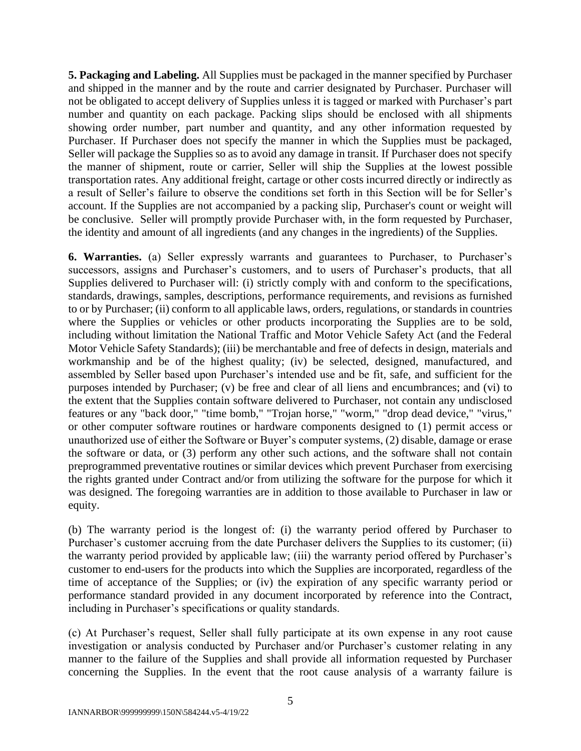**5. Packaging and Labeling.** All Supplies must be packaged in the manner specified by Purchaser and shipped in the manner and by the route and carrier designated by Purchaser. Purchaser will not be obligated to accept delivery of Supplies unless it is tagged or marked with Purchaser's part number and quantity on each package. Packing slips should be enclosed with all shipments showing order number, part number and quantity, and any other information requested by Purchaser. If Purchaser does not specify the manner in which the Supplies must be packaged, Seller will package the Supplies so as to avoid any damage in transit. If Purchaser does not specify the manner of shipment, route or carrier, Seller will ship the Supplies at the lowest possible transportation rates. Any additional freight, cartage or other costs incurred directly or indirectly as a result of Seller's failure to observe the conditions set forth in this Section will be for Seller's account. If the Supplies are not accompanied by a packing slip, Purchaser's count or weight will be conclusive. Seller will promptly provide Purchaser with, in the form requested by Purchaser, the identity and amount of all ingredients (and any changes in the ingredients) of the Supplies.

**6. Warranties.** (a) Seller expressly warrants and guarantees to Purchaser, to Purchaser's successors, assigns and Purchaser's customers, and to users of Purchaser's products, that all Supplies delivered to Purchaser will: (i) strictly comply with and conform to the specifications, standards, drawings, samples, descriptions, performance requirements, and revisions as furnished to or by Purchaser; (ii) conform to all applicable laws, orders, regulations, or standards in countries where the Supplies or vehicles or other products incorporating the Supplies are to be sold, including without limitation the National Traffic and Motor Vehicle Safety Act (and the Federal Motor Vehicle Safety Standards); (iii) be merchantable and free of defects in design, materials and workmanship and be of the highest quality; (iv) be selected, designed, manufactured, and assembled by Seller based upon Purchaser's intended use and be fit, safe, and sufficient for the purposes intended by Purchaser; (v) be free and clear of all liens and encumbrances; and (vi) to the extent that the Supplies contain software delivered to Purchaser, not contain any undisclosed features or any "back door," "time bomb," "Trojan horse," "worm," "drop dead device," "virus," or other computer software routines or hardware components designed to (1) permit access or unauthorized use of either the Software or Buyer's computer systems, (2) disable, damage or erase the software or data, or (3) perform any other such actions, and the software shall not contain preprogrammed preventative routines or similar devices which prevent Purchaser from exercising the rights granted under Contract and/or from utilizing the software for the purpose for which it was designed. The foregoing warranties are in addition to those available to Purchaser in law or equity.

(b) The warranty period is the longest of: (i) the warranty period offered by Purchaser to Purchaser's customer accruing from the date Purchaser delivers the Supplies to its customer; (ii) the warranty period provided by applicable law; (iii) the warranty period offered by Purchaser's customer to end-users for the products into which the Supplies are incorporated, regardless of the time of acceptance of the Supplies; or (iv) the expiration of any specific warranty period or performance standard provided in any document incorporated by reference into the Contract, including in Purchaser's specifications or quality standards.

(c) At Purchaser's request, Seller shall fully participate at its own expense in any root cause investigation or analysis conducted by Purchaser and/or Purchaser's customer relating in any manner to the failure of the Supplies and shall provide all information requested by Purchaser concerning the Supplies. In the event that the root cause analysis of a warranty failure is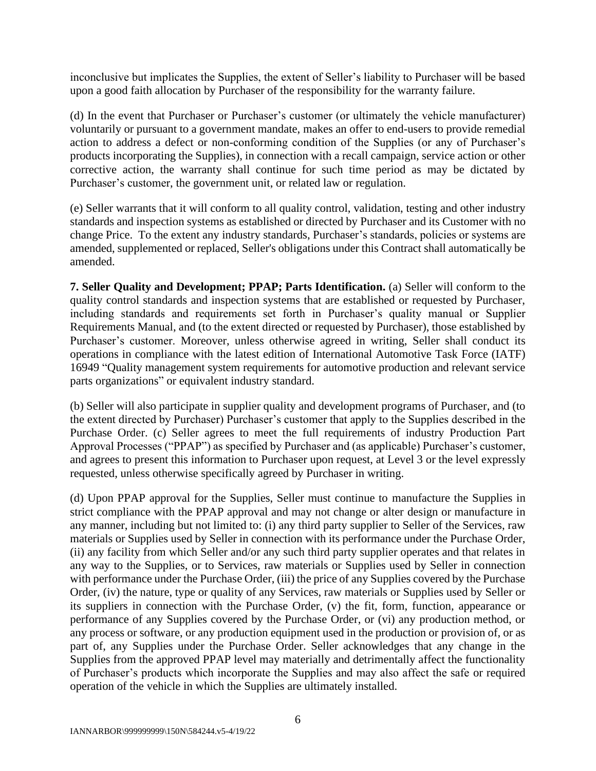inconclusive but implicates the Supplies, the extent of Seller's liability to Purchaser will be based upon a good faith allocation by Purchaser of the responsibility for the warranty failure.

(d) In the event that Purchaser or Purchaser's customer (or ultimately the vehicle manufacturer) voluntarily or pursuant to a government mandate, makes an offer to end-users to provide remedial action to address a defect or non-conforming condition of the Supplies (or any of Purchaser's products incorporating the Supplies), in connection with a recall campaign, service action or other corrective action, the warranty shall continue for such time period as may be dictated by Purchaser's customer, the government unit, or related law or regulation.

(e) Seller warrants that it will conform to all quality control, validation, testing and other industry standards and inspection systems as established or directed by Purchaser and its Customer with no change Price. To the extent any industry standards, Purchaser's standards, policies or systems are amended, supplemented or replaced, Seller's obligations under this Contract shall automatically be amended.

**7. Seller Quality and Development; PPAP; Parts Identification.** (a) Seller will conform to the quality control standards and inspection systems that are established or requested by Purchaser, including standards and requirements set forth in Purchaser's quality manual or Supplier Requirements Manual, and (to the extent directed or requested by Purchaser), those established by Purchaser's customer. Moreover, unless otherwise agreed in writing, Seller shall conduct its operations in compliance with the latest edition of International Automotive Task Force (IATF) 16949 "Quality management system requirements for automotive production and relevant service parts organizations" or equivalent industry standard.

(b) Seller will also participate in supplier quality and development programs of Purchaser, and (to the extent directed by Purchaser) Purchaser's customer that apply to the Supplies described in the Purchase Order. (c) Seller agrees to meet the full requirements of industry Production Part Approval Processes ("PPAP") as specified by Purchaser and (as applicable) Purchaser's customer, and agrees to present this information to Purchaser upon request, at Level 3 or the level expressly requested, unless otherwise specifically agreed by Purchaser in writing.

(d) Upon PPAP approval for the Supplies, Seller must continue to manufacture the Supplies in strict compliance with the PPAP approval and may not change or alter design or manufacture in any manner, including but not limited to: (i) any third party supplier to Seller of the Services, raw materials or Supplies used by Seller in connection with its performance under the Purchase Order, (ii) any facility from which Seller and/or any such third party supplier operates and that relates in any way to the Supplies, or to Services, raw materials or Supplies used by Seller in connection with performance under the Purchase Order, (iii) the price of any Supplies covered by the Purchase Order, (iv) the nature, type or quality of any Services, raw materials or Supplies used by Seller or its suppliers in connection with the Purchase Order, (v) the fit, form, function, appearance or performance of any Supplies covered by the Purchase Order, or (vi) any production method, or any process or software, or any production equipment used in the production or provision of, or as part of, any Supplies under the Purchase Order. Seller acknowledges that any change in the Supplies from the approved PPAP level may materially and detrimentally affect the functionality of Purchaser's products which incorporate the Supplies and may also affect the safe or required operation of the vehicle in which the Supplies are ultimately installed.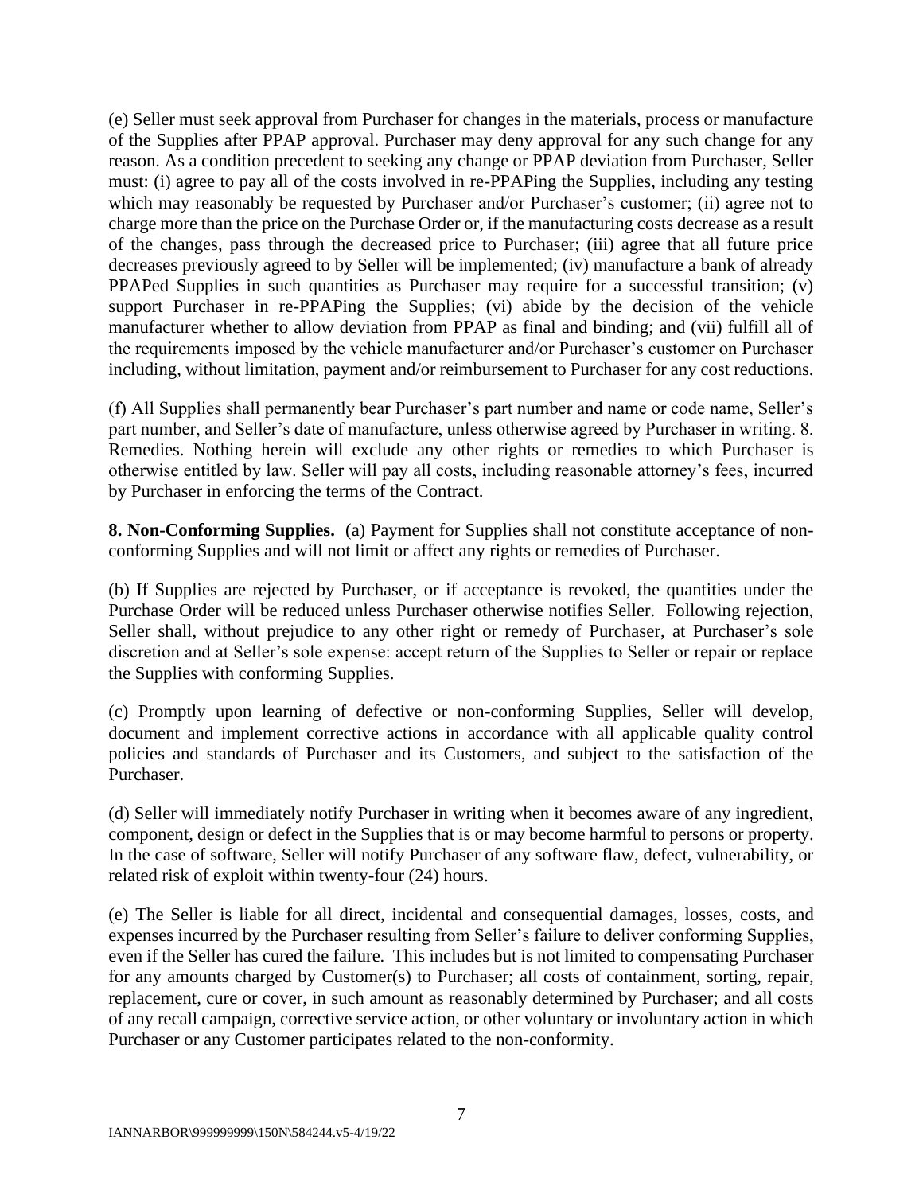(e) Seller must seek approval from Purchaser for changes in the materials, process or manufacture of the Supplies after PPAP approval. Purchaser may deny approval for any such change for any reason. As a condition precedent to seeking any change or PPAP deviation from Purchaser, Seller must: (i) agree to pay all of the costs involved in re-PPAPing the Supplies, including any testing which may reasonably be requested by Purchaser and/or Purchaser's customer; (ii) agree not to charge more than the price on the Purchase Order or, if the manufacturing costs decrease as a result of the changes, pass through the decreased price to Purchaser; (iii) agree that all future price decreases previously agreed to by Seller will be implemented; (iv) manufacture a bank of already PPAPed Supplies in such quantities as Purchaser may require for a successful transition; (v) support Purchaser in re-PPAPing the Supplies; (vi) abide by the decision of the vehicle manufacturer whether to allow deviation from PPAP as final and binding; and (vii) fulfill all of the requirements imposed by the vehicle manufacturer and/or Purchaser's customer on Purchaser including, without limitation, payment and/or reimbursement to Purchaser for any cost reductions.

(f) All Supplies shall permanently bear Purchaser's part number and name or code name, Seller's part number, and Seller's date of manufacture, unless otherwise agreed by Purchaser in writing. 8. Remedies. Nothing herein will exclude any other rights or remedies to which Purchaser is otherwise entitled by law. Seller will pay all costs, including reasonable attorney's fees, incurred by Purchaser in enforcing the terms of the Contract.

**8. Non-Conforming Supplies.** (a) Payment for Supplies shall not constitute acceptance of non-conforming Supplies and will not limit or affect any rights or remedies of Purchaser.

(b) If Supplies are rejected by Purchaser, or if acceptance is revoked, the quantities under the Purchase Order will be reduced unless Purchaser otherwise notifies Seller. Following rejection, Seller shall, without prejudice to any other right or remedy of Purchaser, at Purchaser's sole discretion and at Seller's sole expense: accept return of the Supplies to Seller or repair or replace the Supplies with conforming Supplies.

(c) Promptly upon learning of defective or non-conforming Supplies, Seller will develop, document and implement corrective actions in accordance with all applicable quality control policies and standards of Purchaser and its Customers, and subject to the satisfaction of the Purchaser.

(d) Seller will immediately notify Purchaser in writing when it becomes aware of any ingredient, component, design or defect in the Supplies that is or may become harmful to persons or property. In the case of software, Seller will notify Purchaser of any software flaw, defect, vulnerability, or related risk of exploit within twenty-four (24) hours.

(e) The Seller is liable for all direct, incidental and consequential damages, losses, costs, and expenses incurred by the Purchaser resulting from Seller's failure to deliver conforming Supplies, even if the Seller has cured the failure. This includes but is not limited to compensating Purchaser for any amounts charged by Customer(s) to Purchaser; all costs of containment, sorting, repair, replacement, cure or cover, in such amount as reasonably determined by Purchaser; and all costs of any recall campaign, corrective service action, or other voluntary or involuntary action in which Purchaser or any Customer participates related to the non-conformity.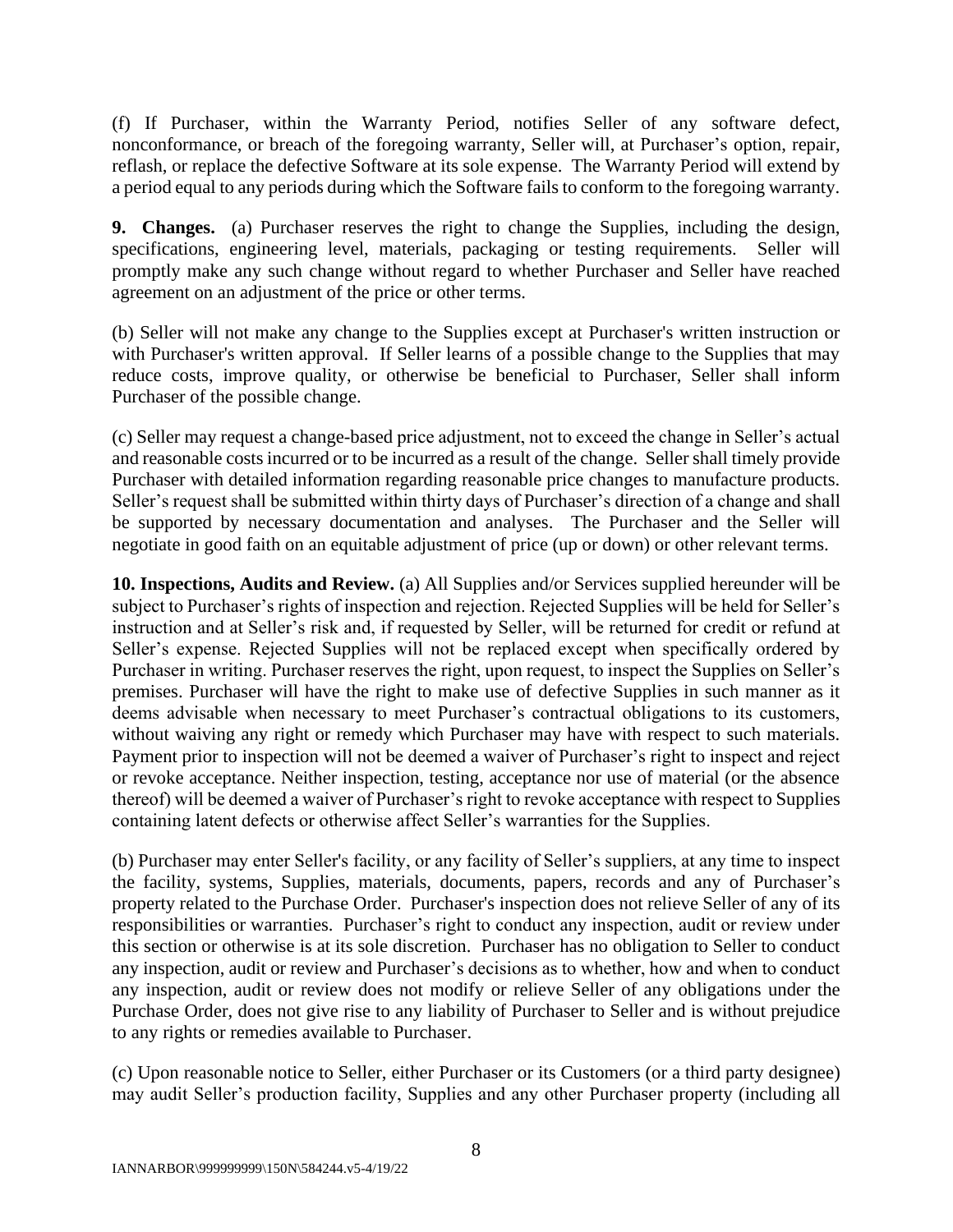(f) If Purchaser, within the Warranty Period, notifies Seller of any software defect, nonconformance, or breach of the foregoing warranty, Seller will, at Purchaser's option, repair, reflash, or replace the defective Software at its sole expense. The Warranty Period will extend by a period equal to any periods during which the Software fails to conform to the foregoing warranty.

**9. Changes.** (a) Purchaser reserves the right to change the Supplies, including the design, specifications, engineering level, materials, packaging or testing requirements. Seller will promptly make any such change without regard to whether Purchaser and Seller have reached agreement on an adjustment of the price or other terms.

(b) Seller will not make any change to the Supplies except at Purchaser's written instruction or with Purchaser's written approval. If Seller learns of a possible change to the Supplies that may reduce costs, improve quality, or otherwise be beneficial to Purchaser, Seller shall inform Purchaser of the possible change.

(c) Seller may request a change-based price adjustment, not to exceed the change in Seller's actual and reasonable costs incurred or to be incurred as a result of the change. Seller shall timely provide Purchaser with detailed information regarding reasonable price changes to manufacture products. Seller's request shall be submitted within thirty days of Purchaser's direction of a change and shall be supported by necessary documentation and analyses. The Purchaser and the Seller will negotiate in good faith on an equitable adjustment of price (up or down) or other relevant terms.

**10. Inspections, Audits and Review.** (a) All Supplies and/or Services supplied hereunder will be subject to Purchaser's rights of inspection and rejection. Rejected Supplies will be held for Seller's instruction and at Seller's risk and, if requested by Seller, will be returned for credit or refund at Seller's expense. Rejected Supplies will not be replaced except when specifically ordered by Purchaser in writing. Purchaser reserves the right, upon request, to inspect the Supplies on Seller's premises. Purchaser will have the right to make use of defective Supplies in such manner as it deems advisable when necessary to meet Purchaser's contractual obligations to its customers, without waiving any right or remedy which Purchaser may have with respect to such materials. Payment prior to inspection will not be deemed a waiver of Purchaser's right to inspect and reject or revoke acceptance. Neither inspection, testing, acceptance nor use of material (or the absence thereof) will be deemed a waiver of Purchaser's right to revoke acceptance with respect to Supplies containing latent defects or otherwise affect Seller's warranties for the Supplies.

(b) Purchaser may enter Seller's facility, or any facility of Seller's suppliers, at any time to inspect the facility, systems, Supplies, materials, documents, papers, records and any of Purchaser's property related to the Purchase Order. Purchaser's inspection does not relieve Seller of any of its responsibilities or warranties. Purchaser's right to conduct any inspection, audit or review under this section or otherwise is at its sole discretion. Purchaser has no obligation to Seller to conduct any inspection, audit or review and Purchaser's decisions as to whether, how and when to conduct any inspection, audit or review does not modify or relieve Seller of any obligations under the Purchase Order, does not give rise to any liability of Purchaser to Seller and is without prejudice to any rights or remedies available to Purchaser.

(c) Upon reasonable notice to Seller, either Purchaser or its Customers (or a third party designee) may audit Seller's production facility, Supplies and any other Purchaser property (including all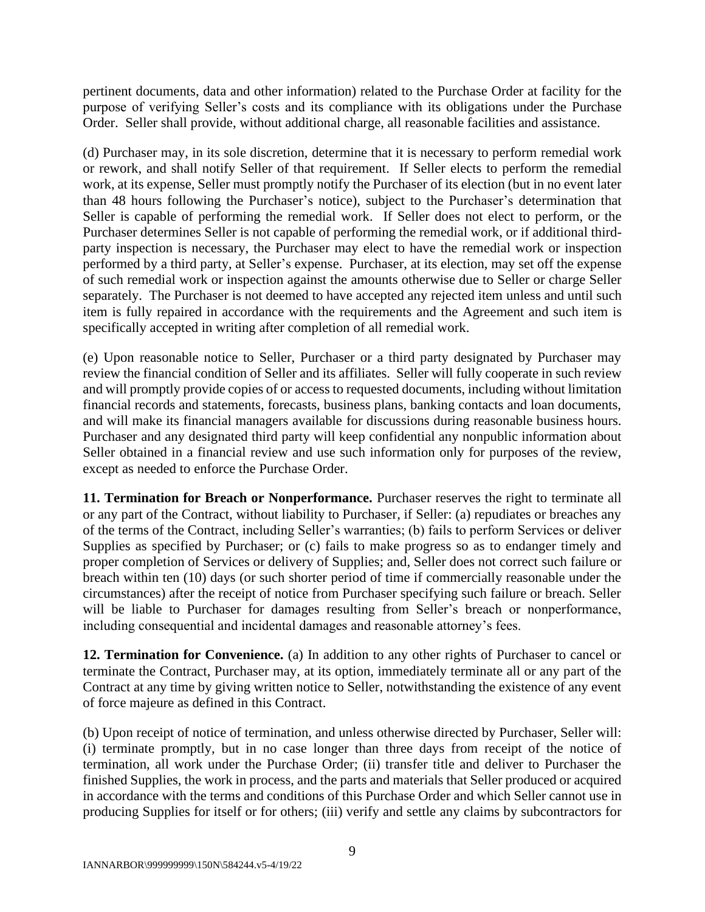pertinent documents, data and other information) related to the Purchase Order at facility for the purpose of verifying Seller's costs and its compliance with its obligations under the Purchase Order. Seller shall provide, without additional charge, all reasonable facilities and assistance.

(d) Purchaser may, in its sole discretion, determine that it is necessary to perform remedial work or rework, and shall notify Seller of that requirement. If Seller elects to perform the remedial work, at its expense, Seller must promptly notify the Purchaser of its election (but in no event later than 48 hours following the Purchaser's notice), subject to the Purchaser's determination that Seller is capable of performing the remedial work. If Seller does not elect to perform, or the Purchaser determines Seller is not capable of performing the remedial work, or if additional third-party inspection is necessary, the Purchaser may elect to have the remedial work or inspection performed by a third party, at Seller's expense. Purchaser, at its election, may set off the expense of such remedial work or inspection against the amounts otherwise due to Seller or charge Seller separately. The Purchaser is not deemed to have accepted any rejected item unless and until such item is fully repaired in accordance with the requirements and the Agreement and such item is specifically accepted in writing after completion of all remedial work.

(e) Upon reasonable notice to Seller, Purchaser or a third party designated by Purchaser may review the financial condition of Seller and its affiliates. Seller will fully cooperate in such review and will promptly provide copies of or access to requested documents, including without limitation financial records and statements, forecasts, business plans, banking contacts and loan documents, and will make its financial managers available for discussions during reasonable business hours. Purchaser and any designated third party will keep confidential any nonpublic information about Seller obtained in a financial review and use such information only for purposes of the review, except as needed to enforce the Purchase Order.

**11. Termination for Breach or Nonperformance.** Purchaser reserves the right to terminate all or any part of the Contract, without liability to Purchaser, if Seller: (a) repudiates or breaches any of the terms of the Contract, including Seller's warranties; (b) fails to perform Services or deliver Supplies as specified by Purchaser; or (c) fails to make progress so as to endanger timely and proper completion of Services or delivery of Supplies; and, Seller does not correct such failure or breach within ten (10) days (or such shorter period of time if commercially reasonable under the circumstances) after the receipt of notice from Purchaser specifying such failure or breach. Seller will be liable to Purchaser for damages resulting from Seller's breach or nonperformance, including consequential and incidental damages and reasonable attorney's fees.

**12. Termination for Convenience.** (a) In addition to any other rights of Purchaser to cancel or terminate the Contract, Purchaser may, at its option, immediately terminate all or any part of the Contract at any time by giving written notice to Seller, notwithstanding the existence of any event of force majeure as defined in this Contract.

(b) Upon receipt of notice of termination, and unless otherwise directed by Purchaser, Seller will: (i) terminate promptly, but in no case longer than three days from receipt of the notice of termination, all work under the Purchase Order; (ii) transfer title and deliver to Purchaser the finished Supplies, the work in process, and the parts and materials that Seller produced or acquired in accordance with the terms and conditions of this Purchase Order and which Seller cannot use in producing Supplies for itself or for others; (iii) verify and settle any claims by subcontractors for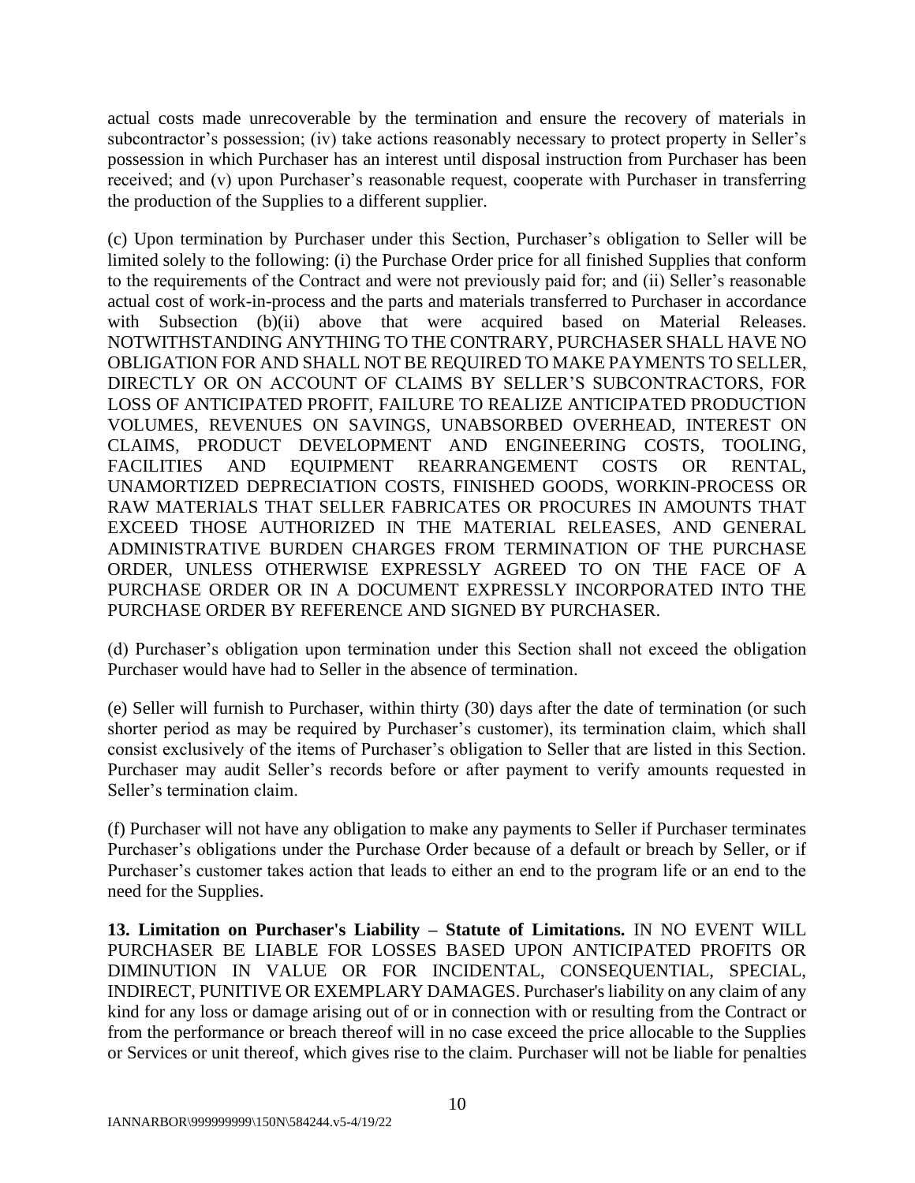actual costs made unrecoverable by the termination and ensure the recovery of materials in subcontractor's possession; (iv) take actions reasonably necessary to protect property in Seller's possession in which Purchaser has an interest until disposal instruction from Purchaser has been received; and (v) upon Purchaser's reasonable request, cooperate with Purchaser in transferring the production of the Supplies to a different supplier.

(c) Upon termination by Purchaser under this Section, Purchaser's obligation to Seller will be limited solely to the following: (i) the Purchase Order price for all finished Supplies that conform to the requirements of the Contract and were not previously paid for; and (ii) Seller's reasonable actual cost of work-in-process and the parts and materials transferred to Purchaser in accordance with Subsection (b)(ii) above that were acquired based on Material Releases. NOTWITHSTANDING ANYTHING TO THE CONTRARY, PURCHASER SHALL HAVE NO OBLIGATION FOR AND SHALL NOT BE REQUIRED TO MAKE PAYMENTS TO SELLER, DIRECTLY OR ON ACCOUNT OF CLAIMS BY SELLER'S SUBCONTRACTORS, FOR LOSS OF ANTICIPATED PROFIT, FAILURE TO REALIZE ANTICIPATED PRODUCTION VOLUMES, REVENUES ON SAVINGS, UNABSORBED OVERHEAD, INTEREST ON CLAIMS, PRODUCT DEVELOPMENT AND ENGINEERING COSTS, TOOLING, FACILITIES AND EQUIPMENT REARRANGEMENT COSTS OR RENTAL, UNAMORTIZED DEPRECIATION COSTS, FINISHED GOODS, WORKIN-PROCESS OR RAW MATERIALS THAT SELLER FABRICATES OR PROCURES IN AMOUNTS THAT EXCEED THOSE AUTHORIZED IN THE MATERIAL RELEASES, AND GENERAL ADMINISTRATIVE BURDEN CHARGES FROM TERMINATION OF THE PURCHASE ORDER, UNLESS OTHERWISE EXPRESSLY AGREED TO ON THE FACE OF A PURCHASE ORDER OR IN A DOCUMENT EXPRESSLY INCORPORATED INTO THE PURCHASE ORDER BY REFERENCE AND SIGNED BY PURCHASER.

(d) Purchaser's obligation upon termination under this Section shall not exceed the obligation Purchaser would have had to Seller in the absence of termination.

(e) Seller will furnish to Purchaser, within thirty (30) days after the date of termination (or such shorter period as may be required by Purchaser's customer), its termination claim, which shall consist exclusively of the items of Purchaser's obligation to Seller that are listed in this Section. Purchaser may audit Seller's records before or after payment to verify amounts requested in Seller's termination claim.

(f) Purchaser will not have any obligation to make any payments to Seller if Purchaser terminates Purchaser's obligations under the Purchase Order because of a default or breach by Seller, or if Purchaser's customer takes action that leads to either an end to the program life or an end to the need for the Supplies.

**13. Limitation on Purchaser's Liability – Statute of Limitations.** IN NO EVENT WILL PURCHASER BE LIABLE FOR LOSSES BASED UPON ANTICIPATED PROFITS OR DIMINUTION IN VALUE OR FOR INCIDENTAL, CONSEQUENTIAL, SPECIAL, INDIRECT, PUNITIVE OR EXEMPLARY DAMAGES. Purchaser's liability on any claim of any kind for any loss or damage arising out of or in connection with or resulting from the Contract or from the performance or breach thereof will in no case exceed the price allocable to the Supplies or Services or unit thereof, which gives rise to the claim. Purchaser will not be liable for penalties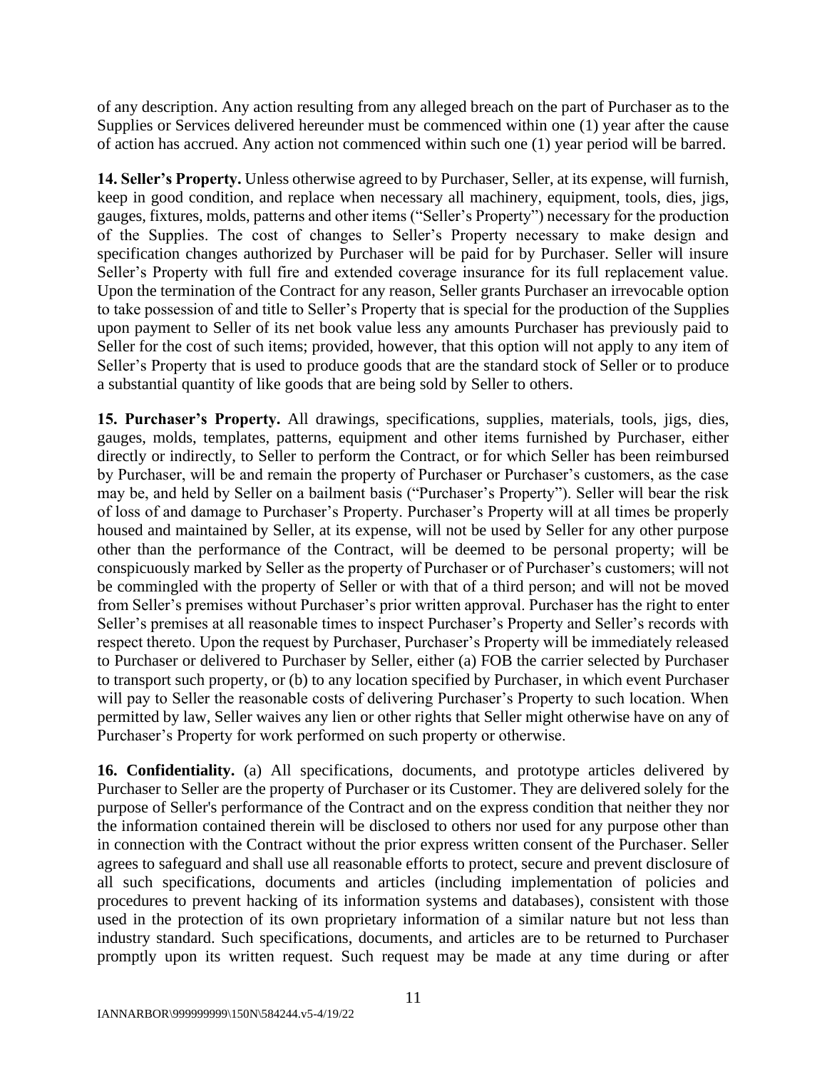of any description. Any action resulting from any alleged breach on the part of Purchaser as to the Supplies or Services delivered hereunder must be commenced within one (1) year after the cause of action has accrued. Any action not commenced within such one (1) year period will be barred.

**14. Seller's Property.** Unless otherwise agreed to by Purchaser, Seller, at its expense, will furnish, keep in good condition, and replace when necessary all machinery, equipment, tools, dies, jigs, gauges, fixtures, molds, patterns and other items ("Seller's Property") necessary for the production of the Supplies. The cost of changes to Seller's Property necessary to make design and specification changes authorized by Purchaser will be paid for by Purchaser. Seller will insure Seller's Property with full fire and extended coverage insurance for its full replacement value. Upon the termination of the Contract for any reason, Seller grants Purchaser an irrevocable option to take possession of and title to Seller's Property that is special for the production of the Supplies upon payment to Seller of its net book value less any amounts Purchaser has previously paid to Seller for the cost of such items; provided, however, that this option will not apply to any item of Seller's Property that is used to produce goods that are the standard stock of Seller or to produce a substantial quantity of like goods that are being sold by Seller to others.

**15. Purchaser's Property.** All drawings, specifications, supplies, materials, tools, jigs, dies, gauges, molds, templates, patterns, equipment and other items furnished by Purchaser, either directly or indirectly, to Seller to perform the Contract, or for which Seller has been reimbursed by Purchaser, will be and remain the property of Purchaser or Purchaser's customers, as the case may be, and held by Seller on a bailment basis ("Purchaser's Property"). Seller will bear the risk of loss of and damage to Purchaser's Property. Purchaser's Property will at all times be properly housed and maintained by Seller, at its expense, will not be used by Seller for any other purpose other than the performance of the Contract, will be deemed to be personal property; will be conspicuously marked by Seller as the property of Purchaser or of Purchaser's customers; will not be commingled with the property of Seller or with that of a third person; and will not be moved from Seller's premises without Purchaser's prior written approval. Purchaser has the right to enter Seller's premises at all reasonable times to inspect Purchaser's Property and Seller's records with respect thereto. Upon the request by Purchaser, Purchaser's Property will be immediately released to Purchaser or delivered to Purchaser by Seller, either (a) FOB the carrier selected by Purchaser to transport such property, or (b) to any location specified by Purchaser, in which event Purchaser will pay to Seller the reasonable costs of delivering Purchaser's Property to such location. When permitted by law, Seller waives any lien or other rights that Seller might otherwise have on any of Purchaser's Property for work performed on such property or otherwise.

**16. Confidentiality.** (a) All specifications, documents, and prototype articles delivered by Purchaser to Seller are the property of Purchaser or its Customer. They are delivered solely for the purpose of Seller's performance of the Contract and on the express condition that neither they nor the information contained therein will be disclosed to others nor used for any purpose other than in connection with the Contract without the prior express written consent of the Purchaser. Seller agrees to safeguard and shall use all reasonable efforts to protect, secure and prevent disclosure of all such specifications, documents and articles (including implementation of policies and procedures to prevent hacking of its information systems and databases), consistent with those used in the protection of its own proprietary information of a similar nature but not less than industry standard. Such specifications, documents, and articles are to be returned to Purchaser promptly upon its written request. Such request may be made at any time during or after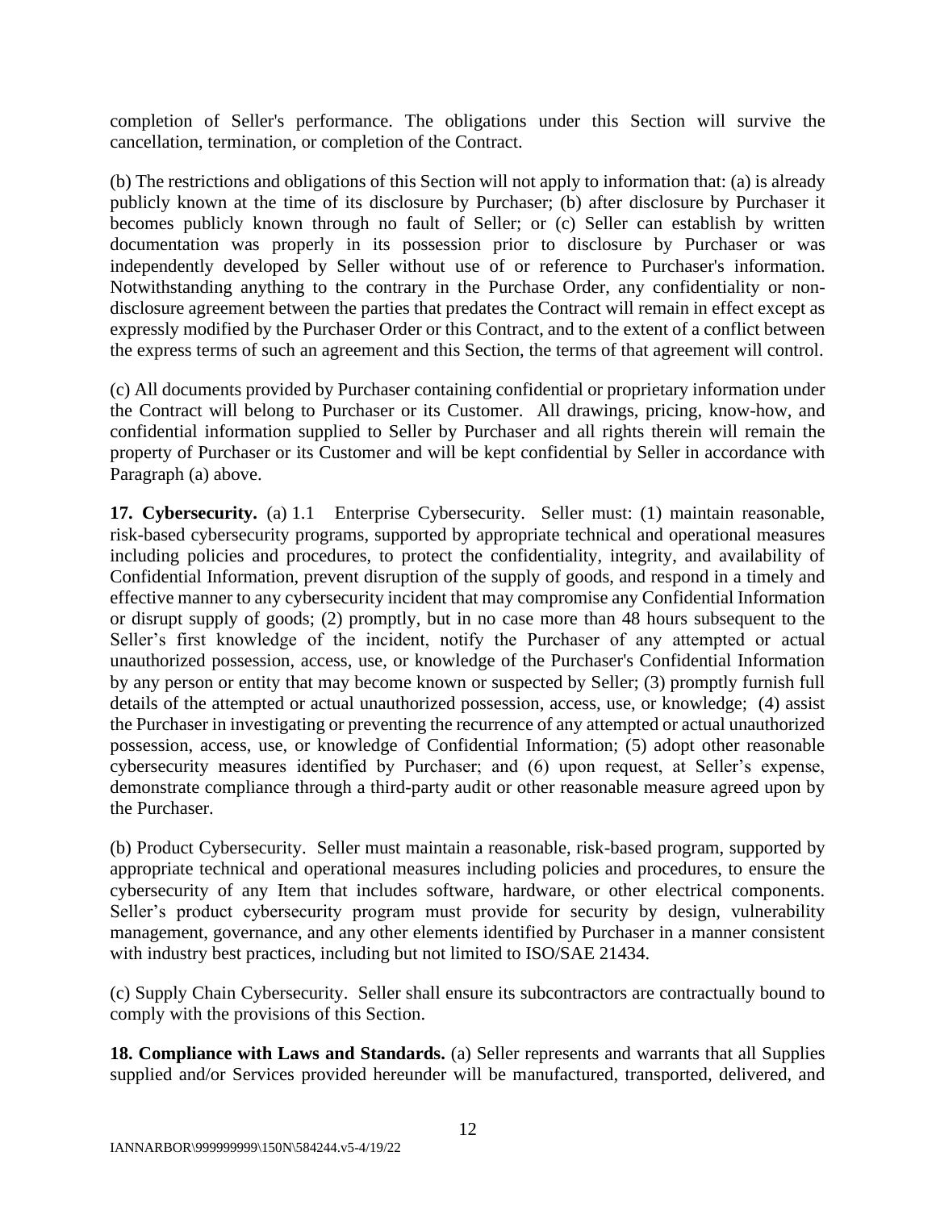completion of Seller's performance. The obligations under this Section will survive the cancellation, termination, or completion of the Contract.

(b) The restrictions and obligations of this Section will not apply to information that: (a) is already publicly known at the time of its disclosure by Purchaser; (b) after disclosure by Purchaser it becomes publicly known through no fault of Seller; or (c) Seller can establish by written documentation was properly in its possession prior to disclosure by Purchaser or was independently developed by Seller without use of or reference to Purchaser's information. Notwithstanding anything to the contrary in the Purchase Order, any confidentiality or non-disclosure agreement between the parties that predates the Contract will remain in effect except as expressly modified by the Purchaser Order or this Contract, and to the extent of a conflict between the express terms of such an agreement and this Section, the terms of that agreement will control.

(c) All documents provided by Purchaser containing confidential or proprietary information under the Contract will belong to Purchaser or its Customer. All drawings, pricing, know-how, and confidential information supplied to Seller by Purchaser and all rights therein will remain the property of Purchaser or its Customer and will be kept confidential by Seller in accordance with Paragraph (a) above.

**17. Cybersecurity.** (a) 1.1 Enterprise Cybersecurity. Seller must: (1) maintain reasonable, risk-based cybersecurity programs, supported by appropriate technical and operational measures including policies and procedures, to protect the confidentiality, integrity, and availability of Confidential Information, prevent disruption of the supply of goods, and respond in a timely and effective manner to any cybersecurity incident that may compromise any Confidential Information or disrupt supply of goods; (2) promptly, but in no case more than 48 hours subsequent to the Seller's first knowledge of the incident, notify the Purchaser of any attempted or actual unauthorized possession, access, use, or knowledge of the Purchaser's Confidential Information by any person or entity that may become known or suspected by Seller; (3) promptly furnish full details of the attempted or actual unauthorized possession, access, use, or knowledge; (4) assist the Purchaser in investigating or preventing the recurrence of any attempted or actual unauthorized possession, access, use, or knowledge of Confidential Information; (5) adopt other reasonable cybersecurity measures identified by Purchaser; and (6) upon request, at Seller's expense, demonstrate compliance through a third-party audit or other reasonable measure agreed upon by the Purchaser.

(b) Product Cybersecurity. Seller must maintain a reasonable, risk-based program, supported by appropriate technical and operational measures including policies and procedures, to ensure the cybersecurity of any Item that includes software, hardware, or other electrical components. Seller's product cybersecurity program must provide for security by design, vulnerability management, governance, and any other elements identified by Purchaser in a manner consistent with industry best practices, including but not limited to ISO/SAE 21434.

(c) Supply Chain Cybersecurity. Seller shall ensure its subcontractors are contractually bound to comply with the provisions of this Section.

**18. Compliance with Laws and Standards.** (a) Seller represents and warrants that all Supplies supplied and/or Services provided hereunder will be manufactured, transported, delivered, and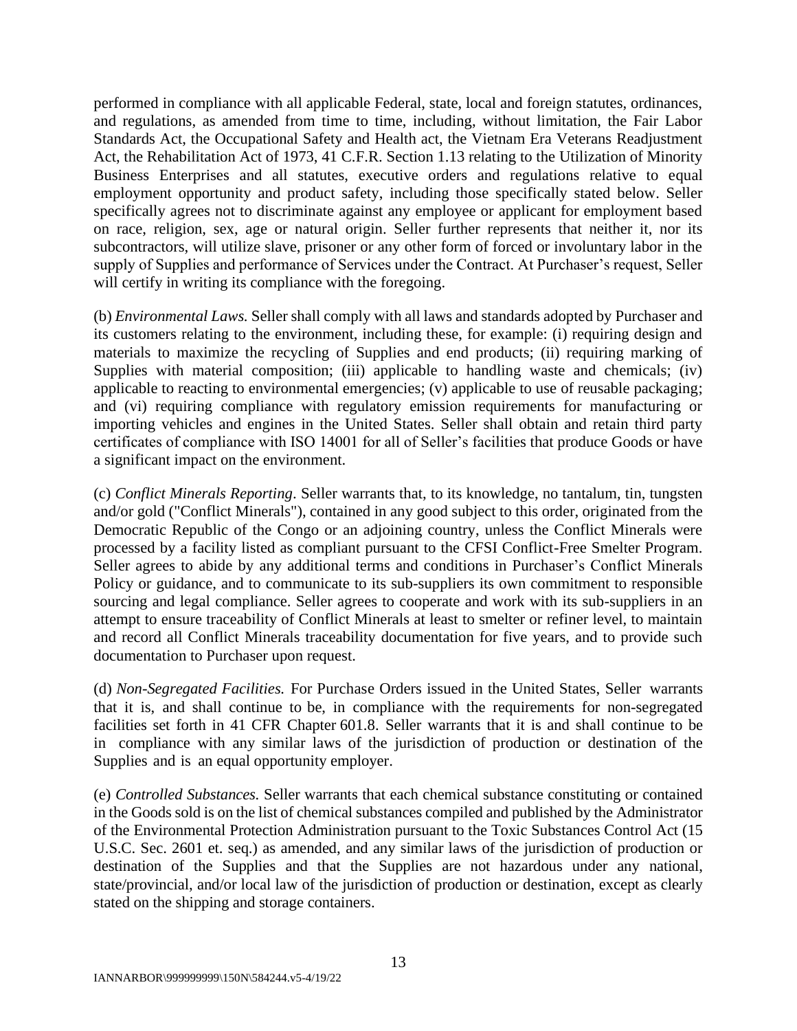performed in compliance with all applicable Federal, state, local and foreign statutes, ordinances, and regulations, as amended from time to time, including, without limitation, the Fair Labor Standards Act, the Occupational Safety and Health act, the Vietnam Era Veterans Readjustment Act, the Rehabilitation Act of 1973, 41 C.F.R. Section 1.13 relating to the Utilization of Minority Business Enterprises and all statutes, executive orders and regulations relative to equal employment opportunity and product safety, including those specifically stated below. Seller specifically agrees not to discriminate against any employee or applicant for employment based on race, religion, sex, age or natural origin. Seller further represents that neither it, nor its subcontractors, will utilize slave, prisoner or any other form of forced or involuntary labor in the supply of Supplies and performance of Services under the Contract. At Purchaser's request, Seller will certify in writing its compliance with the foregoing.

(b) *Environmental Laws.* Seller shall comply with all laws and standards adopted by Purchaser and its customers relating to the environment, including these, for example: (i) requiring design and materials to maximize the recycling of Supplies and end products; (ii) requiring marking of Supplies with material composition; (iii) applicable to handling waste and chemicals; (iv) applicable to reacting to environmental emergencies; (v) applicable to use of reusable packaging; and (vi) requiring compliance with regulatory emission requirements for manufacturing or importing vehicles and engines in the United States. Seller shall obtain and retain third party certificates of compliance with ISO 14001 for all of Seller's facilities that produce Goods or have a significant impact on the environment.

(c) *Conflict Minerals Reporting*. Seller warrants that, to its knowledge, no tantalum, tin, tungsten and/or gold ("Conflict Minerals"), contained in any good subject to this order, originated from the Democratic Republic of the Congo or an adjoining country, unless the Conflict Minerals were processed by a facility listed as compliant pursuant to the CFSI Conflict-Free Smelter Program. Seller agrees to abide by any additional terms and conditions in Purchaser's Conflict Minerals Policy or guidance, and to communicate to its sub-suppliers its own commitment to responsible sourcing and legal compliance. Seller agrees to cooperate and work with its sub-suppliers in an attempt to ensure traceability of Conflict Minerals at least to smelter or refiner level, to maintain and record all Conflict Minerals traceability documentation for five years, and to provide such documentation to Purchaser upon request.

(d) *Non-Segregated Facilities.* For Purchase Orders issued in the United States, Seller warrants that it is, and shall continue to be, in compliance with the requirements for non-segregated facilities set forth in 41 CFR Chapter 601.8. Seller warrants that it is and shall continue to be in compliance with any similar laws of the jurisdiction of production or destination of the Supplies and is an equal opportunity employer.

(e) *Controlled Substances.* Seller warrants that each chemical substance constituting or contained in the Goods sold is on the list of chemical substances compiled and published by the Administrator of the Environmental Protection Administration pursuant to the Toxic Substances Control Act (15 U.S.C. Sec. 2601 et. seq.) as amended, and any similar laws of the jurisdiction of production or destination of the Supplies and that the Supplies are not hazardous under any national, state/provincial, and/or local law of the jurisdiction of production or destination, except as clearly stated on the shipping and storage containers.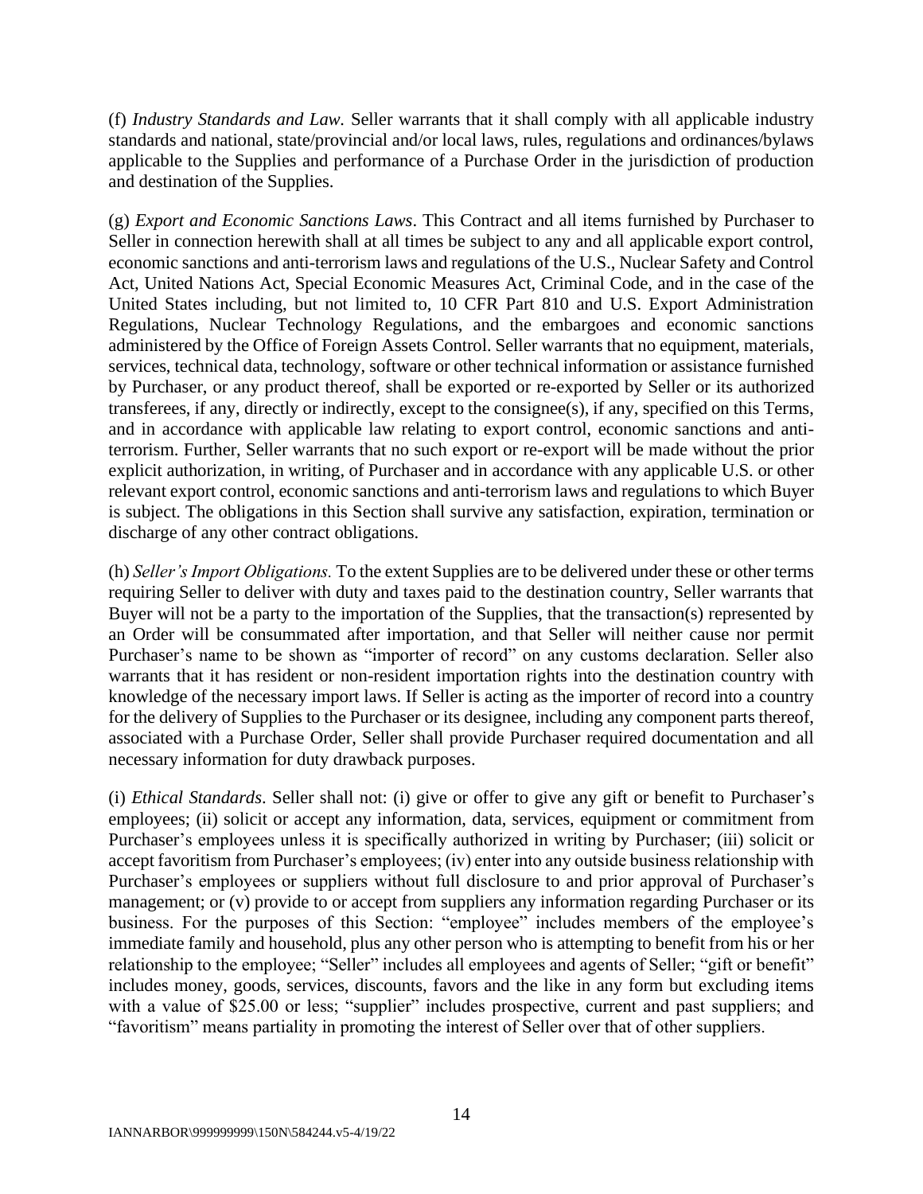(f) *Industry Standards and Law.* Seller warrants that it shall comply with all applicable industry standards and national, state/provincial and/or local laws, rules, regulations and ordinances/bylaws applicable to the Supplies and performance of a Purchase Order in the jurisdiction of production and destination of the Supplies.

(g) *Export and Economic Sanctions Laws*. This Contract and all items furnished by Purchaser to Seller in connection herewith shall at all times be subject to any and all applicable export control, economic sanctions and anti-terrorism laws and regulations of the U.S., Nuclear Safety and Control Act, United Nations Act, Special Economic Measures Act, Criminal Code, and in the case of the United States including, but not limited to, 10 CFR Part 810 and U.S. Export Administration Regulations, Nuclear Technology Regulations, and the embargoes and economic sanctions administered by the Office of Foreign Assets Control. Seller warrants that no equipment, materials, services, technical data, technology, software or other technical information or assistance furnished by Purchaser, or any product thereof, shall be exported or re-exported by Seller or its authorized transferees, if any, directly or indirectly, except to the consignee(s), if any, specified on this Terms, and in accordance with applicable law relating to export control, economic sanctions and anti-terrorism. Further, Seller warrants that no such export or re-export will be made without the prior explicit authorization, in writing, of Purchaser and in accordance with any applicable U.S. or other relevant export control, economic sanctions and anti-terrorism laws and regulations to which Buyer is subject. The obligations in this Section shall survive any satisfaction, expiration, termination or discharge of any other contract obligations.

(h) *Seller's Import Obligations.* To the extent Supplies are to be delivered under these or other terms requiring Seller to deliver with duty and taxes paid to the destination country, Seller warrants that Buyer will not be a party to the importation of the Supplies, that the transaction(s) represented by an Order will be consummated after importation, and that Seller will neither cause nor permit Purchaser's name to be shown as "importer of record" on any customs declaration. Seller also warrants that it has resident or non-resident importation rights into the destination country with knowledge of the necessary import laws. If Seller is acting as the importer of record into a country for the delivery of Supplies to the Purchaser or its designee, including any component parts thereof, associated with a Purchase Order, Seller shall provide Purchaser required documentation and all necessary information for duty drawback purposes.

(i) *Ethical Standards*. Seller shall not: (i) give or offer to give any gift or benefit to Purchaser's employees; (ii) solicit or accept any information, data, services, equipment or commitment from Purchaser's employees unless it is specifically authorized in writing by Purchaser; (iii) solicit or accept favoritism from Purchaser's employees; (iv) enter into any outside business relationship with Purchaser's employees or suppliers without full disclosure to and prior approval of Purchaser's management; or (v) provide to or accept from suppliers any information regarding Purchaser or its business. For the purposes of this Section: "employee" includes members of the employee's immediate family and household, plus any other person who is attempting to benefit from his or her relationship to the employee; "Seller" includes all employees and agents of Seller; "gift or benefit" includes money, goods, services, discounts, favors and the like in any form but excluding items with a value of $25.00 or less; "supplier" includes prospective, current and past suppliers; and "favoritism" means partiality in promoting the interest of Seller over that of other suppliers.

IANNARBOR\999999999\150N\584244.v5-4/19/22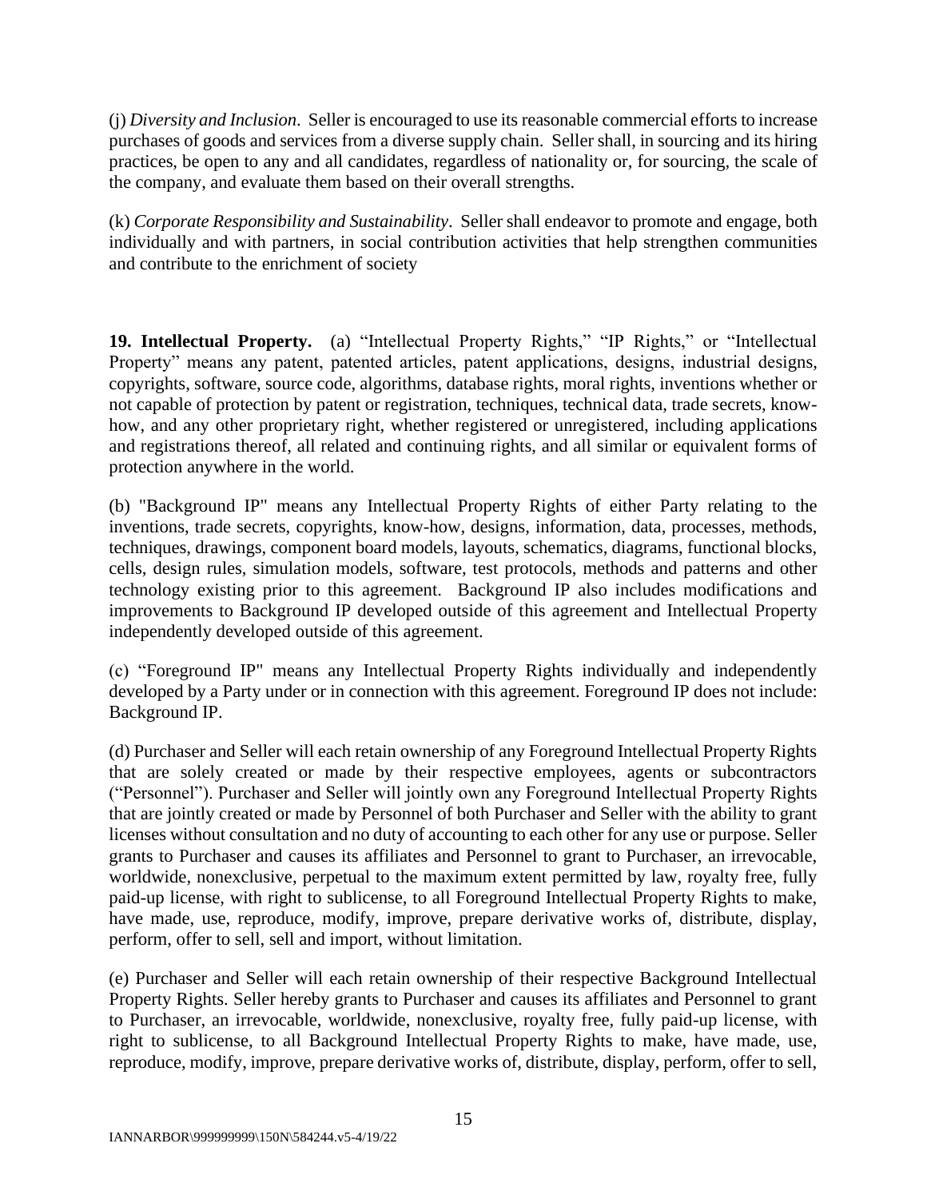(j) *Diversity and Inclusion*. Seller is encouraged to use its reasonable commercial efforts to increase purchases of goods and services from a diverse supply chain. Seller shall, in sourcing and its hiring practices, be open to any and all candidates, regardless of nationality or, for sourcing, the scale of the company, and evaluate them based on their overall strengths.

(k) *Corporate Responsibility and Sustainability*. Seller shall endeavor to promote and engage, both individually and with partners, in social contribution activities that help strengthen communities and contribute to the enrichment of society

**19. Intellectual Property.** (a) "Intellectual Property Rights," "IP Rights," or "Intellectual Property" means any patent, patented articles, patent applications, designs, industrial designs, copyrights, software, source code, algorithms, database rights, moral rights, inventions whether or not capable of protection by patent or registration, techniques, technical data, trade secrets, know-how, and any other proprietary right, whether registered or unregistered, including applications and registrations thereof, all related and continuing rights, and all similar or equivalent forms of protection anywhere in the world.

(b) "Background IP" means any Intellectual Property Rights of either Party relating to the inventions, trade secrets, copyrights, know-how, designs, information, data, processes, methods, techniques, drawings, component board models, layouts, schematics, diagrams, functional blocks, cells, design rules, simulation models, software, test protocols, methods and patterns and other technology existing prior to this agreement. Background IP also includes modifications and improvements to Background IP developed outside of this agreement and Intellectual Property independently developed outside of this agreement.

(c) "Foreground IP" means any Intellectual Property Rights individually and independently developed by a Party under or in connection with this agreement. Foreground IP does not include: Background IP.

(d) Purchaser and Seller will each retain ownership of any Foreground Intellectual Property Rights that are solely created or made by their respective employees, agents or subcontractors ("Personnel"). Purchaser and Seller will jointly own any Foreground Intellectual Property Rights that are jointly created or made by Personnel of both Purchaser and Seller with the ability to grant licenses without consultation and no duty of accounting to each other for any use or purpose. Seller grants to Purchaser and causes its affiliates and Personnel to grant to Purchaser, an irrevocable, worldwide, nonexclusive, perpetual to the maximum extent permitted by law, royalty free, fully paid-up license, with right to sublicense, to all Foreground Intellectual Property Rights to make, have made, use, reproduce, modify, improve, prepare derivative works of, distribute, display, perform, offer to sell, sell and import, without limitation.

(e) Purchaser and Seller will each retain ownership of their respective Background Intellectual Property Rights. Seller hereby grants to Purchaser and causes its affiliates and Personnel to grant to Purchaser, an irrevocable, worldwide, nonexclusive, royalty free, fully paid-up license, with right to sublicense, to all Background Intellectual Property Rights to make, have made, use, reproduce, modify, improve, prepare derivative works of, distribute, display, perform, offer to sell,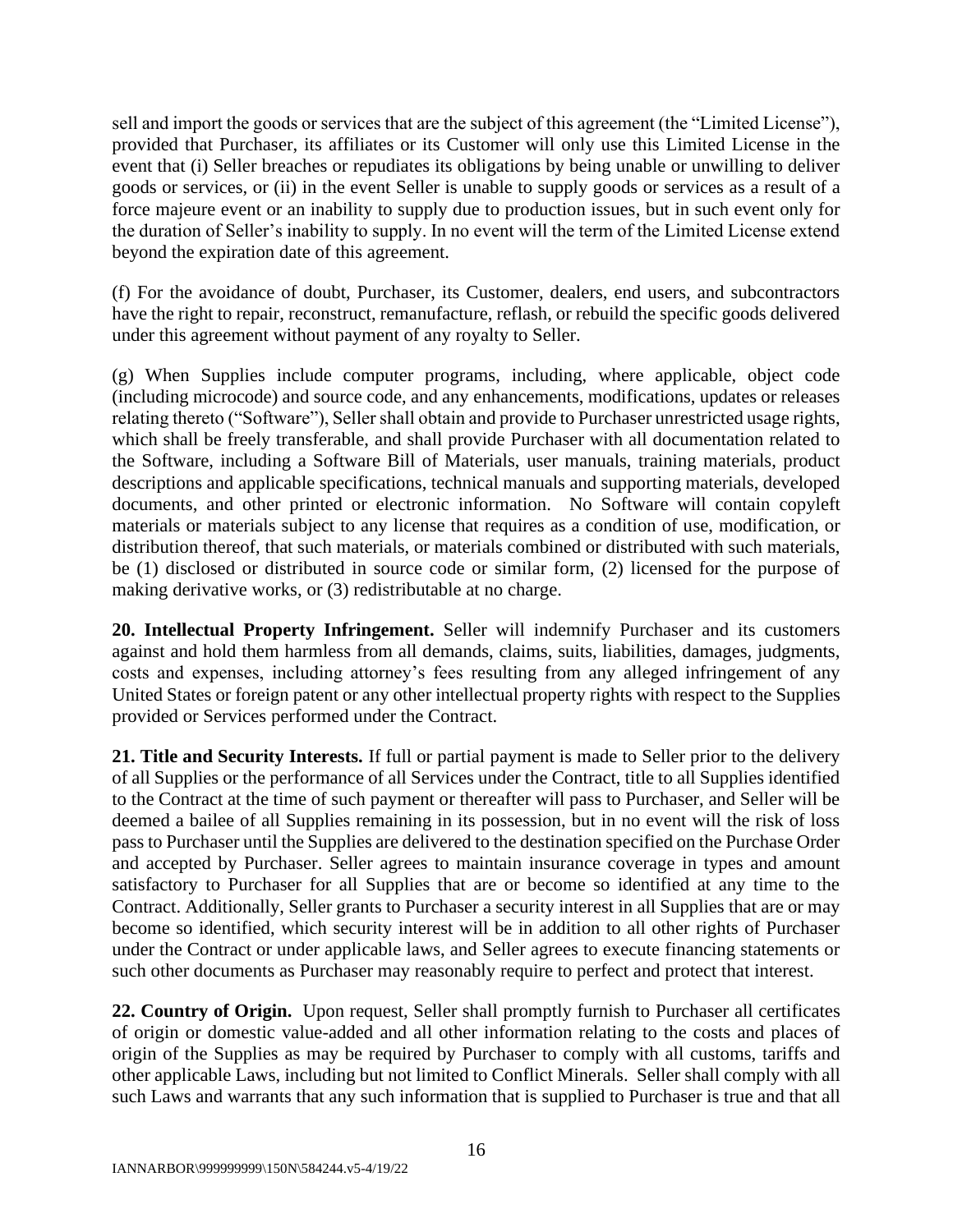sell and import the goods or services that are the subject of this agreement (the "Limited License"), provided that Purchaser, its affiliates or its Customer will only use this Limited License in the event that (i) Seller breaches or repudiates its obligations by being unable or unwilling to deliver goods or services, or (ii) in the event Seller is unable to supply goods or services as a result of a force majeure event or an inability to supply due to production issues, but in such event only for the duration of Seller's inability to supply. In no event will the term of the Limited License extend beyond the expiration date of this agreement.

(f) For the avoidance of doubt, Purchaser, its Customer, dealers, end users, and subcontractors have the right to repair, reconstruct, remanufacture, reflash, or rebuild the specific goods delivered under this agreement without payment of any royalty to Seller.

(g) When Supplies include computer programs, including, where applicable, object code (including microcode) and source code, and any enhancements, modifications, updates or releases relating thereto ("Software"), Seller shall obtain and provide to Purchaser unrestricted usage rights, which shall be freely transferable, and shall provide Purchaser with all documentation related to the Software, including a Software Bill of Materials, user manuals, training materials, product descriptions and applicable specifications, technical manuals and supporting materials, developed documents, and other printed or electronic information. No Software will contain copyleft materials or materials subject to any license that requires as a condition of use, modification, or distribution thereof, that such materials, or materials combined or distributed with such materials, be (1) disclosed or distributed in source code or similar form, (2) licensed for the purpose of making derivative works, or (3) redistributable at no charge.

**20. Intellectual Property Infringement.** Seller will indemnify Purchaser and its customers against and hold them harmless from all demands, claims, suits, liabilities, damages, judgments, costs and expenses, including attorney's fees resulting from any alleged infringement of any United States or foreign patent or any other intellectual property rights with respect to the Supplies provided or Services performed under the Contract.

**21. Title and Security Interests.** If full or partial payment is made to Seller prior to the delivery of all Supplies or the performance of all Services under the Contract, title to all Supplies identified to the Contract at the time of such payment or thereafter will pass to Purchaser, and Seller will be deemed a bailee of all Supplies remaining in its possession, but in no event will the risk of loss pass to Purchaser until the Supplies are delivered to the destination specified on the Purchase Order and accepted by Purchaser. Seller agrees to maintain insurance coverage in types and amount satisfactory to Purchaser for all Supplies that are or become so identified at any time to the Contract. Additionally, Seller grants to Purchaser a security interest in all Supplies that are or may become so identified, which security interest will be in addition to all other rights of Purchaser under the Contract or under applicable laws, and Seller agrees to execute financing statements or such other documents as Purchaser may reasonably require to perfect and protect that interest.

**22. Country of Origin.** Upon request, Seller shall promptly furnish to Purchaser all certificates of origin or domestic value-added and all other information relating to the costs and places of origin of the Supplies as may be required by Purchaser to comply with all customs, tariffs and other applicable Laws, including but not limited to Conflict Minerals. Seller shall comply with all such Laws and warrants that any such information that is supplied to Purchaser is true and that all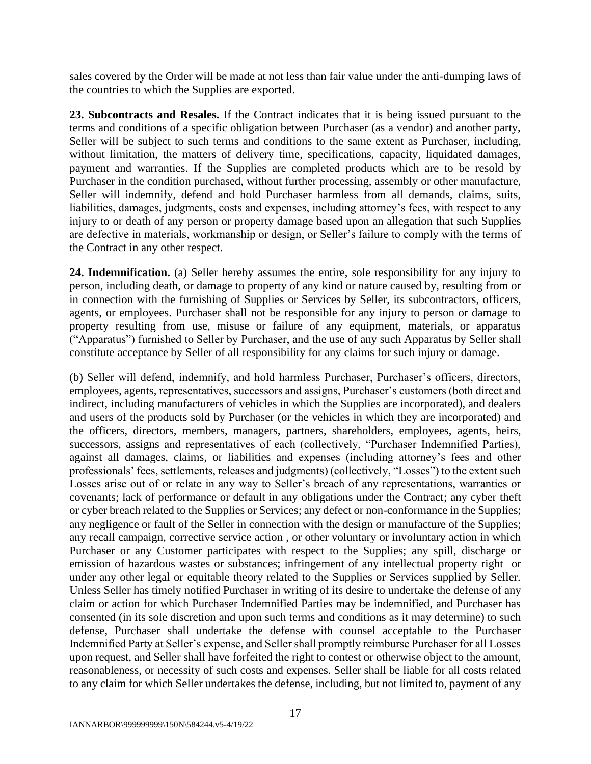sales covered by the Order will be made at not less than fair value under the anti-dumping laws of the countries to which the Supplies are exported.

**23. Subcontracts and Resales.** If the Contract indicates that it is being issued pursuant to the terms and conditions of a specific obligation between Purchaser (as a vendor) and another party, Seller will be subject to such terms and conditions to the same extent as Purchaser, including, without limitation, the matters of delivery time, specifications, capacity, liquidated damages, payment and warranties. If the Supplies are completed products which are to be resold by Purchaser in the condition purchased, without further processing, assembly or other manufacture, Seller will indemnify, defend and hold Purchaser harmless from all demands, claims, suits, liabilities, damages, judgments, costs and expenses, including attorney's fees, with respect to any injury to or death of any person or property damage based upon an allegation that such Supplies are defective in materials, workmanship or design, or Seller's failure to comply with the terms of the Contract in any other respect.

**24. Indemnification.** (a) Seller hereby assumes the entire, sole responsibility for any injury to person, including death, or damage to property of any kind or nature caused by, resulting from or in connection with the furnishing of Supplies or Services by Seller, its subcontractors, officers, agents, or employees. Purchaser shall not be responsible for any injury to person or damage to property resulting from use, misuse or failure of any equipment, materials, or apparatus ("Apparatus") furnished to Seller by Purchaser, and the use of any such Apparatus by Seller shall constitute acceptance by Seller of all responsibility for any claims for such injury or damage.

(b) Seller will defend, indemnify, and hold harmless Purchaser, Purchaser's officers, directors, employees, agents, representatives, successors and assigns, Purchaser's customers (both direct and indirect, including manufacturers of vehicles in which the Supplies are incorporated), and dealers and users of the products sold by Purchaser (or the vehicles in which they are incorporated) and the officers, directors, members, managers, partners, shareholders, employees, agents, heirs, successors, assigns and representatives of each (collectively, "Purchaser Indemnified Parties), against all damages, claims, or liabilities and expenses (including attorney's fees and other professionals' fees, settlements, releases and judgments) (collectively, "Losses") to the extent such Losses arise out of or relate in any way to Seller's breach of any representations, warranties or covenants; lack of performance or default in any obligations under the Contract; any cyber theft or cyber breach related to the Supplies or Services; any defect or non-conformance in the Supplies; any negligence or fault of the Seller in connection with the design or manufacture of the Supplies; any recall campaign, corrective service action , or other voluntary or involuntary action in which Purchaser or any Customer participates with respect to the Supplies; any spill, discharge or emission of hazardous wastes or substances; infringement of any intellectual property right or under any other legal or equitable theory related to the Supplies or Services supplied by Seller. Unless Seller has timely notified Purchaser in writing of its desire to undertake the defense of any claim or action for which Purchaser Indemnified Parties may be indemnified, and Purchaser has consented (in its sole discretion and upon such terms and conditions as it may determine) to such defense, Purchaser shall undertake the defense with counsel acceptable to the Purchaser Indemnified Party at Seller's expense, and Seller shall promptly reimburse Purchaser for all Losses upon request, and Seller shall have forfeited the right to contest or otherwise object to the amount, reasonableness, or necessity of such costs and expenses. Seller shall be liable for all costs related to any claim for which Seller undertakes the defense, including, but not limited to, payment of any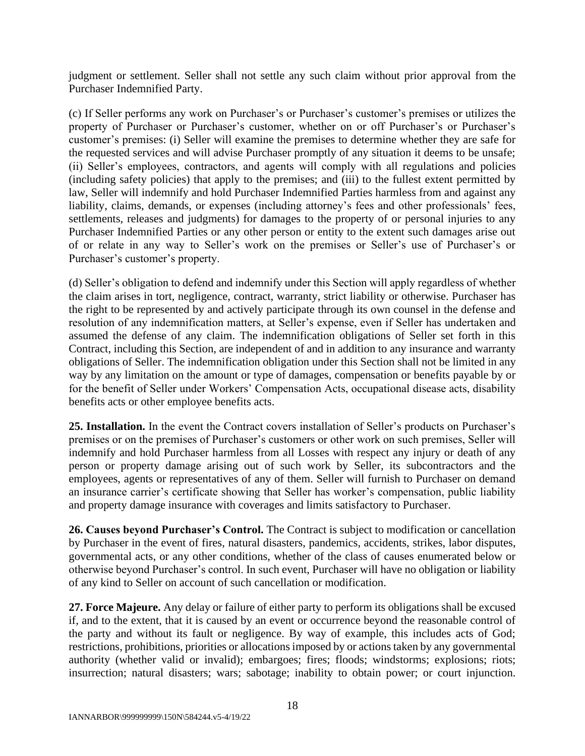judgment or settlement. Seller shall not settle any such claim without prior approval from the Purchaser Indemnified Party.

(c) If Seller performs any work on Purchaser's or Purchaser's customer's premises or utilizes the property of Purchaser or Purchaser's customer, whether on or off Purchaser's or Purchaser's customer's premises: (i) Seller will examine the premises to determine whether they are safe for the requested services and will advise Purchaser promptly of any situation it deems to be unsafe; (ii) Seller's employees, contractors, and agents will comply with all regulations and policies (including safety policies) that apply to the premises; and (iii) to the fullest extent permitted by law, Seller will indemnify and hold Purchaser Indemnified Parties harmless from and against any liability, claims, demands, or expenses (including attorney's fees and other professionals' fees, settlements, releases and judgments) for damages to the property of or personal injuries to any Purchaser Indemnified Parties or any other person or entity to the extent such damages arise out of or relate in any way to Seller's work on the premises or Seller's use of Purchaser's or Purchaser's customer's property.

(d) Seller's obligation to defend and indemnify under this Section will apply regardless of whether the claim arises in tort, negligence, contract, warranty, strict liability or otherwise. Purchaser has the right to be represented by and actively participate through its own counsel in the defense and resolution of any indemnification matters, at Seller's expense, even if Seller has undertaken and assumed the defense of any claim. The indemnification obligations of Seller set forth in this Contract, including this Section, are independent of and in addition to any insurance and warranty obligations of Seller. The indemnification obligation under this Section shall not be limited in any way by any limitation on the amount or type of damages, compensation or benefits payable by or for the benefit of Seller under Workers' Compensation Acts, occupational disease acts, disability benefits acts or other employee benefits acts.

**25. Installation.** In the event the Contract covers installation of Seller's products on Purchaser's premises or on the premises of Purchaser's customers or other work on such premises, Seller will indemnify and hold Purchaser harmless from all Losses with respect any injury or death of any person or property damage arising out of such work by Seller, its subcontractors and the employees, agents or representatives of any of them. Seller will furnish to Purchaser on demand an insurance carrier's certificate showing that Seller has worker's compensation, public liability and property damage insurance with coverages and limits satisfactory to Purchaser.

**26. Causes beyond Purchaser's Control.** The Contract is subject to modification or cancellation by Purchaser in the event of fires, natural disasters, pandemics, accidents, strikes, labor disputes, governmental acts, or any other conditions, whether of the class of causes enumerated below or otherwise beyond Purchaser's control. In such event, Purchaser will have no obligation or liability of any kind to Seller on account of such cancellation or modification.

**27. Force Majeure.** Any delay or failure of either party to perform its obligations shall be excused if, and to the extent, that it is caused by an event or occurrence beyond the reasonable control of the party and without its fault or negligence. By way of example, this includes acts of God; restrictions, prohibitions, priorities or allocations imposed by or actions taken by any governmental authority (whether valid or invalid); embargoes; fires; floods; windstorms; explosions; riots; insurrection; natural disasters; wars; sabotage; inability to obtain power; or court injunction.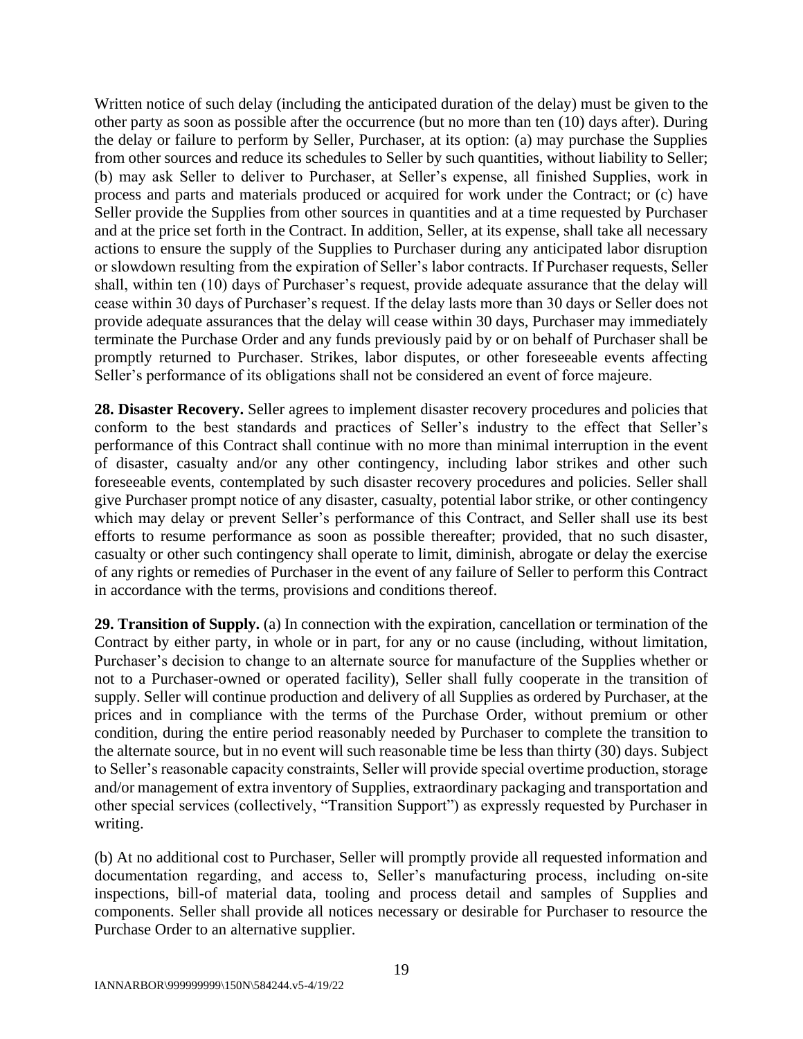Written notice of such delay (including the anticipated duration of the delay) must be given to the other party as soon as possible after the occurrence (but no more than ten (10) days after). During the delay or failure to perform by Seller, Purchaser, at its option: (a) may purchase the Supplies from other sources and reduce its schedules to Seller by such quantities, without liability to Seller; (b) may ask Seller to deliver to Purchaser, at Seller's expense, all finished Supplies, work in process and parts and materials produced or acquired for work under the Contract; or (c) have Seller provide the Supplies from other sources in quantities and at a time requested by Purchaser and at the price set forth in the Contract. In addition, Seller, at its expense, shall take all necessary actions to ensure the supply of the Supplies to Purchaser during any anticipated labor disruption or slowdown resulting from the expiration of Seller's labor contracts. If Purchaser requests, Seller shall, within ten (10) days of Purchaser's request, provide adequate assurance that the delay will cease within 30 days of Purchaser's request. If the delay lasts more than 30 days or Seller does not provide adequate assurances that the delay will cease within 30 days, Purchaser may immediately terminate the Purchase Order and any funds previously paid by or on behalf of Purchaser shall be promptly returned to Purchaser. Strikes, labor disputes, or other foreseeable events affecting Seller's performance of its obligations shall not be considered an event of force majeure.

**28. Disaster Recovery.** Seller agrees to implement disaster recovery procedures and policies that conform to the best standards and practices of Seller's industry to the effect that Seller's performance of this Contract shall continue with no more than minimal interruption in the event of disaster, casualty and/or any other contingency, including labor strikes and other such foreseeable events, contemplated by such disaster recovery procedures and policies. Seller shall give Purchaser prompt notice of any disaster, casualty, potential labor strike, or other contingency which may delay or prevent Seller's performance of this Contract, and Seller shall use its best efforts to resume performance as soon as possible thereafter; provided, that no such disaster, casualty or other such contingency shall operate to limit, diminish, abrogate or delay the exercise of any rights or remedies of Purchaser in the event of any failure of Seller to perform this Contract in accordance with the terms, provisions and conditions thereof.

**29. Transition of Supply.** (a) In connection with the expiration, cancellation or termination of the Contract by either party, in whole or in part, for any or no cause (including, without limitation, Purchaser's decision to change to an alternate source for manufacture of the Supplies whether or not to a Purchaser-owned or operated facility), Seller shall fully cooperate in the transition of supply. Seller will continue production and delivery of all Supplies as ordered by Purchaser, at the prices and in compliance with the terms of the Purchase Order, without premium or other condition, during the entire period reasonably needed by Purchaser to complete the transition to the alternate source, but in no event will such reasonable time be less than thirty (30) days. Subject to Seller's reasonable capacity constraints, Seller will provide special overtime production, storage and/or management of extra inventory of Supplies, extraordinary packaging and transportation and other special services (collectively, "Transition Support") as expressly requested by Purchaser in writing.

(b) At no additional cost to Purchaser, Seller will promptly provide all requested information and documentation regarding, and access to, Seller's manufacturing process, including on-site inspections, bill-of material data, tooling and process detail and samples of Supplies and components. Seller shall provide all notices necessary or desirable for Purchaser to resource the Purchase Order to an alternative supplier.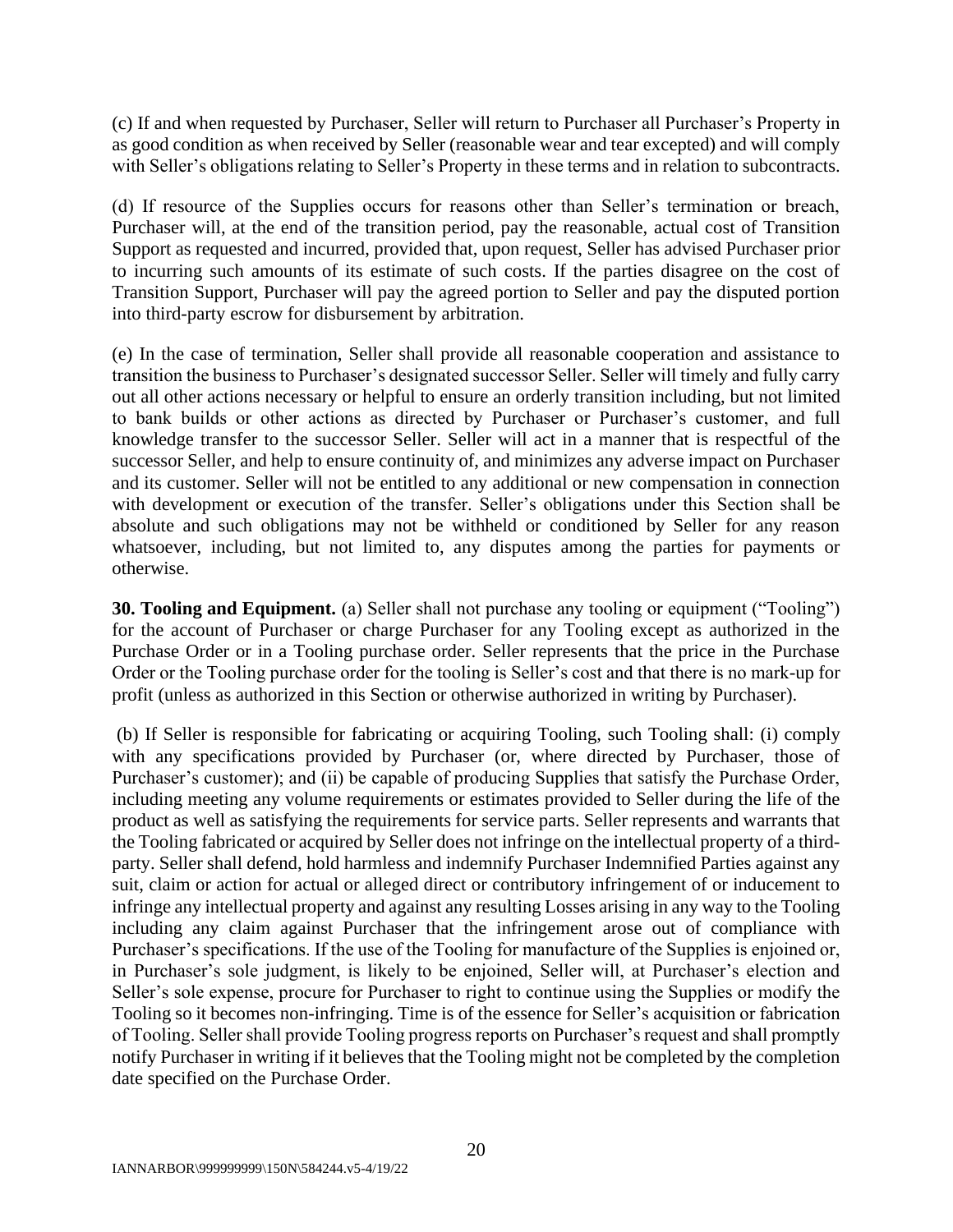(c) If and when requested by Purchaser, Seller will return to Purchaser all Purchaser's Property in as good condition as when received by Seller (reasonable wear and tear excepted) and will comply with Seller's obligations relating to Seller's Property in these terms and in relation to subcontracts.

(d) If resource of the Supplies occurs for reasons other than Seller's termination or breach, Purchaser will, at the end of the transition period, pay the reasonable, actual cost of Transition Support as requested and incurred, provided that, upon request, Seller has advised Purchaser prior to incurring such amounts of its estimate of such costs. If the parties disagree on the cost of Transition Support, Purchaser will pay the agreed portion to Seller and pay the disputed portion into third-party escrow for disbursement by arbitration.

(e) In the case of termination, Seller shall provide all reasonable cooperation and assistance to transition the business to Purchaser's designated successor Seller. Seller will timely and fully carry out all other actions necessary or helpful to ensure an orderly transition including, but not limited to bank builds or other actions as directed by Purchaser or Purchaser's customer, and full knowledge transfer to the successor Seller. Seller will act in a manner that is respectful of the successor Seller, and help to ensure continuity of, and minimizes any adverse impact on Purchaser and its customer. Seller will not be entitled to any additional or new compensation in connection with development or execution of the transfer. Seller's obligations under this Section shall be absolute and such obligations may not be withheld or conditioned by Seller for any reason whatsoever, including, but not limited to, any disputes among the parties for payments or otherwise.

**30. Tooling and Equipment.** (a) Seller shall not purchase any tooling or equipment ("Tooling") for the account of Purchaser or charge Purchaser for any Tooling except as authorized in the Purchase Order or in a Tooling purchase order. Seller represents that the price in the Purchase Order or the Tooling purchase order for the tooling is Seller's cost and that there is no mark-up for profit (unless as authorized in this Section or otherwise authorized in writing by Purchaser).

(b) If Seller is responsible for fabricating or acquiring Tooling, such Tooling shall: (i) comply with any specifications provided by Purchaser (or, where directed by Purchaser, those of Purchaser's customer); and (ii) be capable of producing Supplies that satisfy the Purchase Order, including meeting any volume requirements or estimates provided to Seller during the life of the product as well as satisfying the requirements for service parts. Seller represents and warrants that the Tooling fabricated or acquired by Seller does not infringe on the intellectual property of a third-party. Seller shall defend, hold harmless and indemnify Purchaser Indemnified Parties against any suit, claim or action for actual or alleged direct or contributory infringement of or inducement to infringe any intellectual property and against any resulting Losses arising in any way to the Tooling including any claim against Purchaser that the infringement arose out of compliance with Purchaser's specifications. If the use of the Tooling for manufacture of the Supplies is enjoined or, in Purchaser's sole judgment, is likely to be enjoined, Seller will, at Purchaser's election and Seller's sole expense, procure for Purchaser to right to continue using the Supplies or modify the Tooling so it becomes non-infringing. Time is of the essence for Seller's acquisition or fabrication of Tooling. Seller shall provide Tooling progress reports on Purchaser's request and shall promptly notify Purchaser in writing if it believes that the Tooling might not be completed by the completion date specified on the Purchase Order.

IANNARBOR\999999999\150N\584244.v5-4/19/22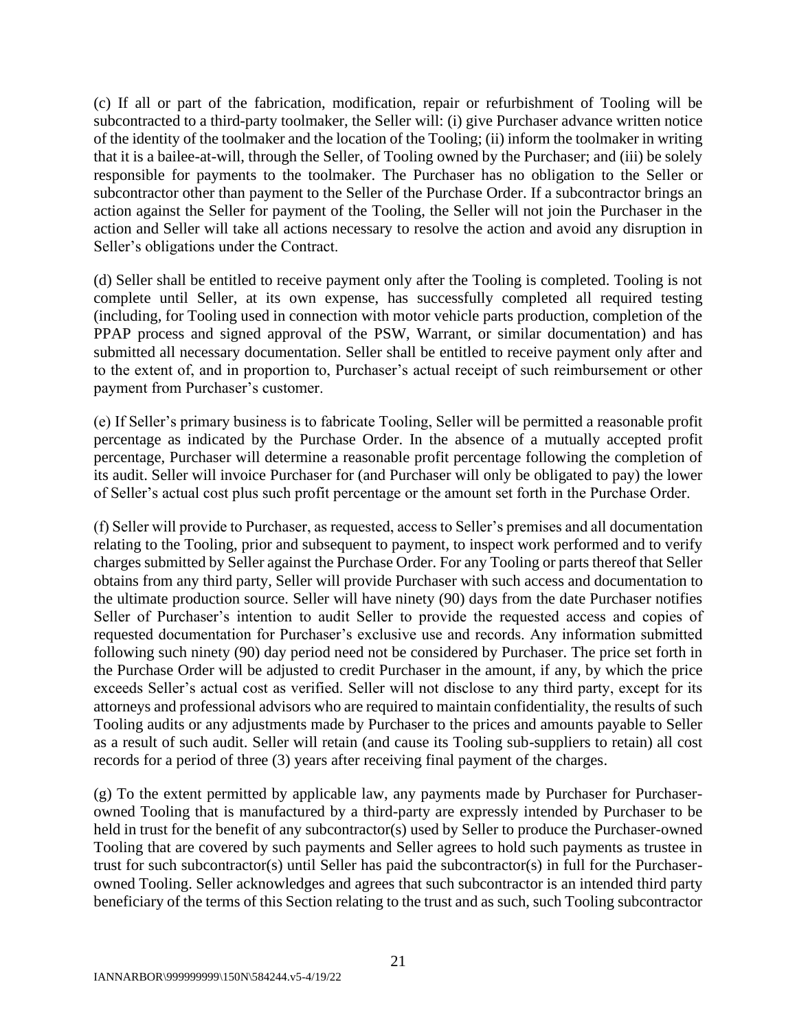(c) If all or part of the fabrication, modification, repair or refurbishment of Tooling will be subcontracted to a third-party toolmaker, the Seller will: (i) give Purchaser advance written notice of the identity of the toolmaker and the location of the Tooling; (ii) inform the toolmaker in writing that it is a bailee-at-will, through the Seller, of Tooling owned by the Purchaser; and (iii) be solely responsible for payments to the toolmaker. The Purchaser has no obligation to the Seller or subcontractor other than payment to the Seller of the Purchase Order. If a subcontractor brings an action against the Seller for payment of the Tooling, the Seller will not join the Purchaser in the action and Seller will take all actions necessary to resolve the action and avoid any disruption in Seller's obligations under the Contract.

(d) Seller shall be entitled to receive payment only after the Tooling is completed. Tooling is not complete until Seller, at its own expense, has successfully completed all required testing (including, for Tooling used in connection with motor vehicle parts production, completion of the PPAP process and signed approval of the PSW, Warrant, or similar documentation) and has submitted all necessary documentation. Seller shall be entitled to receive payment only after and to the extent of, and in proportion to, Purchaser's actual receipt of such reimbursement or other payment from Purchaser's customer.

(e) If Seller's primary business is to fabricate Tooling, Seller will be permitted a reasonable profit percentage as indicated by the Purchase Order. In the absence of a mutually accepted profit percentage, Purchaser will determine a reasonable profit percentage following the completion of its audit. Seller will invoice Purchaser for (and Purchaser will only be obligated to pay) the lower of Seller's actual cost plus such profit percentage or the amount set forth in the Purchase Order.

(f) Seller will provide to Purchaser, as requested, access to Seller's premises and all documentation relating to the Tooling, prior and subsequent to payment, to inspect work performed and to verify charges submitted by Seller against the Purchase Order. For any Tooling or parts thereof that Seller obtains from any third party, Seller will provide Purchaser with such access and documentation to the ultimate production source. Seller will have ninety (90) days from the date Purchaser notifies Seller of Purchaser's intention to audit Seller to provide the requested access and copies of requested documentation for Purchaser's exclusive use and records. Any information submitted following such ninety (90) day period need not be considered by Purchaser. The price set forth in the Purchase Order will be adjusted to credit Purchaser in the amount, if any, by which the price exceeds Seller's actual cost as verified. Seller will not disclose to any third party, except for its attorneys and professional advisors who are required to maintain confidentiality, the results of such Tooling audits or any adjustments made by Purchaser to the prices and amounts payable to Seller as a result of such audit. Seller will retain (and cause its Tooling sub-suppliers to retain) all cost records for a period of three (3) years after receiving final payment of the charges.

(g) To the extent permitted by applicable law, any payments made by Purchaser for Purchaser-owned Tooling that is manufactured by a third-party are expressly intended by Purchaser to be held in trust for the benefit of any subcontractor(s) used by Seller to produce the Purchaser-owned Tooling that are covered by such payments and Seller agrees to hold such payments as trustee in trust for such subcontractor(s) until Seller has paid the subcontractor(s) in full for the Purchaser-owned Tooling. Seller acknowledges and agrees that such subcontractor is an intended third party beneficiary of the terms of this Section relating to the trust and as such, such Tooling subcontractor

IANNARBOR\999999999\150N\584244.v5-4/19/22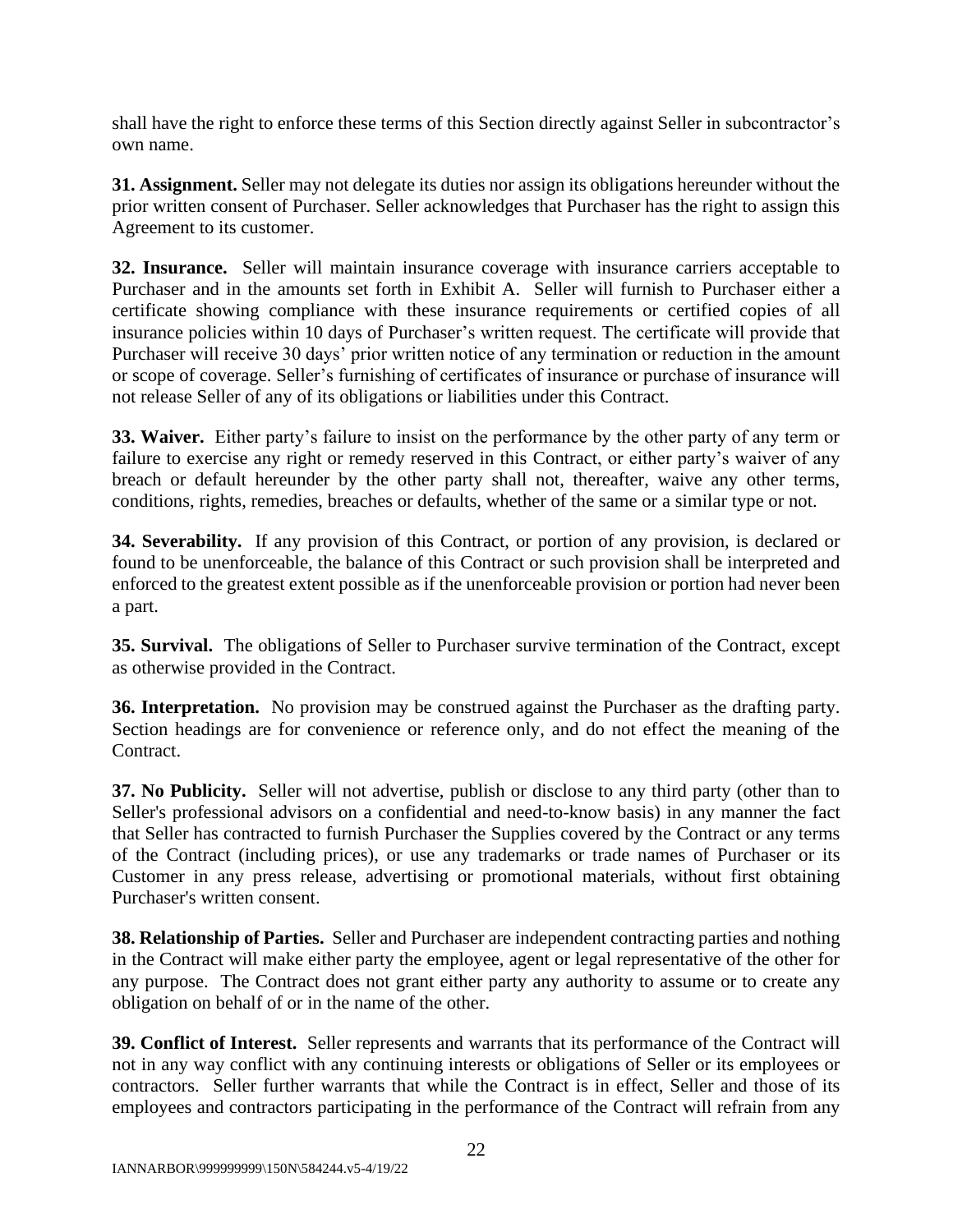shall have the right to enforce these terms of this Section directly against Seller in subcontractor's own name.

**31. Assignment.** Seller may not delegate its duties nor assign its obligations hereunder without the prior written consent of Purchaser. Seller acknowledges that Purchaser has the right to assign this Agreement to its customer.

**32. Insurance.** Seller will maintain insurance coverage with insurance carriers acceptable to Purchaser and in the amounts set forth in Exhibit A. Seller will furnish to Purchaser either a certificate showing compliance with these insurance requirements or certified copies of all insurance policies within 10 days of Purchaser's written request. The certificate will provide that Purchaser will receive 30 days' prior written notice of any termination or reduction in the amount or scope of coverage. Seller's furnishing of certificates of insurance or purchase of insurance will not release Seller of any of its obligations or liabilities under this Contract.

**33. Waiver.** Either party's failure to insist on the performance by the other party of any term or failure to exercise any right or remedy reserved in this Contract, or either party's waiver of any breach or default hereunder by the other party shall not, thereafter, waive any other terms, conditions, rights, remedies, breaches or defaults, whether of the same or a similar type or not.

**34. Severability.** If any provision of this Contract, or portion of any provision, is declared or found to be unenforceable, the balance of this Contract or such provision shall be interpreted and enforced to the greatest extent possible as if the unenforceable provision or portion had never been a part.

**35. Survival.** The obligations of Seller to Purchaser survive termination of the Contract, except as otherwise provided in the Contract.

**36. Interpretation.** No provision may be construed against the Purchaser as the drafting party. Section headings are for convenience or reference only, and do not effect the meaning of the Contract.

**37. No Publicity.** Seller will not advertise, publish or disclose to any third party (other than to Seller's professional advisors on a confidential and need-to-know basis) in any manner the fact that Seller has contracted to furnish Purchaser the Supplies covered by the Contract or any terms of the Contract (including prices), or use any trademarks or trade names of Purchaser or its Customer in any press release, advertising or promotional materials, without first obtaining Purchaser's written consent.

**38. Relationship of Parties.** Seller and Purchaser are independent contracting parties and nothing in the Contract will make either party the employee, agent or legal representative of the other for any purpose. The Contract does not grant either party any authority to assume or to create any obligation on behalf of or in the name of the other.

**39. Conflict of Interest.** Seller represents and warrants that its performance of the Contract will not in any way conflict with any continuing interests or obligations of Seller or its employees or contractors. Seller further warrants that while the Contract is in effect, Seller and those of its employees and contractors participating in the performance of the Contract will refrain from any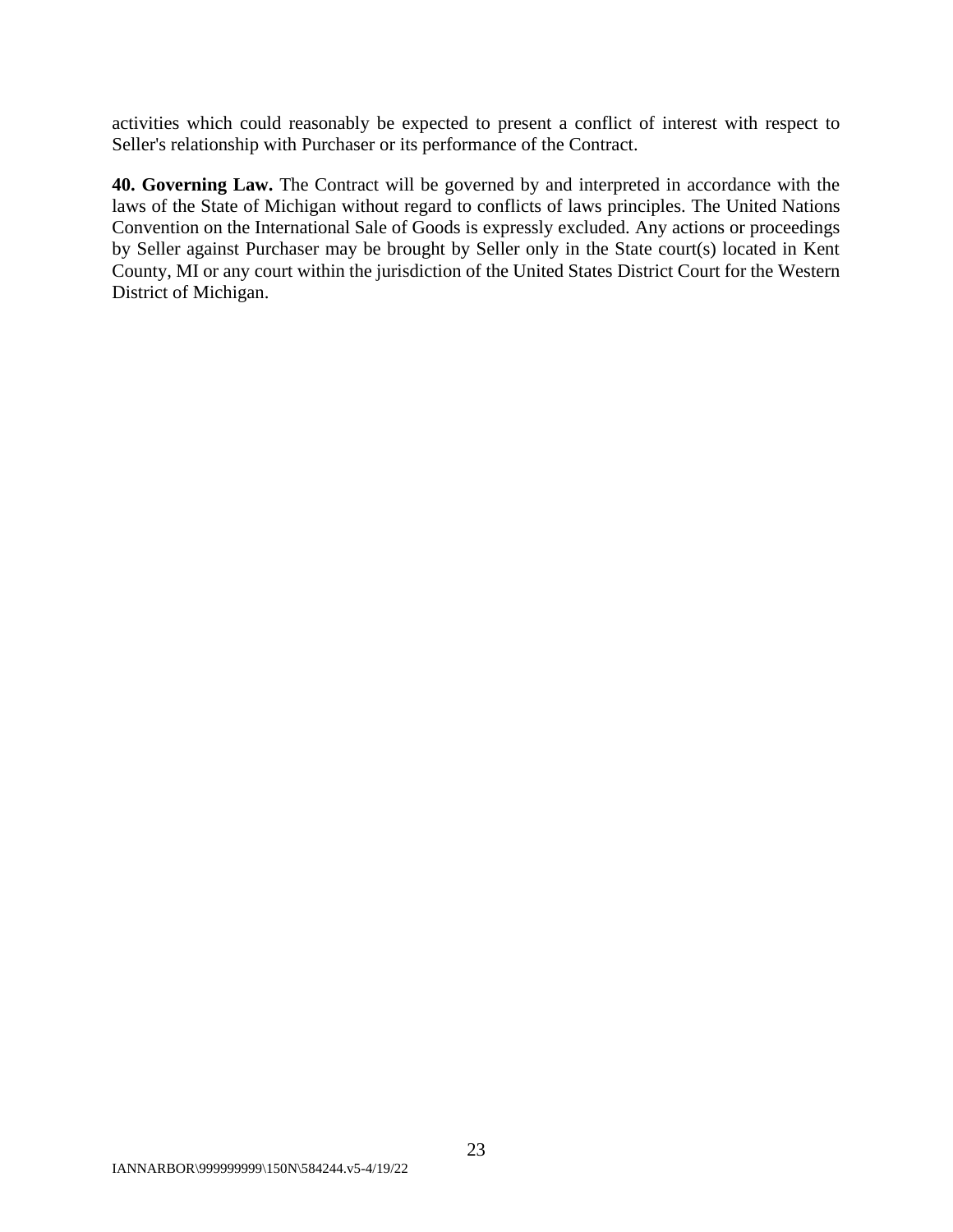activities which could reasonably be expected to present a conflict of interest with respect to Seller's relationship with Purchaser or its performance of the Contract.

**40. Governing Law.** The Contract will be governed by and interpreted in accordance with the laws of the State of Michigan without regard to conflicts of laws principles. The United Nations Convention on the International Sale of Goods is expressly excluded. Any actions or proceedings by Seller against Purchaser may be brought by Seller only in the State court(s) located in Kent County, MI or any court within the jurisdiction of the United States District Court for the Western District of Michigan.